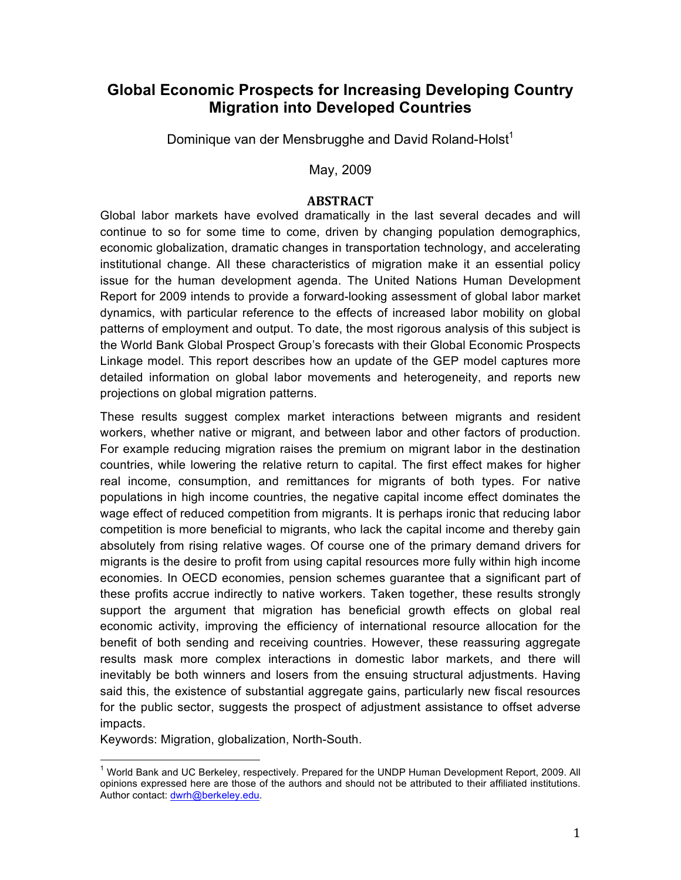# Global Economic Prospects for Increasing Developing Country Migration into Developed Countries

Dominique van der Mensbrugghe and David Roland-Holst[1]

May, 2009

## ABSTRACT

Global labor markets have evolved dramatically in the last several decades and will continue to so for some time to come, driven by changing population demographics, economic globalization, dramatic changes in transportation technology, and accelerating institutional change. All these characteristics of migration make it an essential policy issue for the human development agenda. The United Nations Human Development Report for 2009 intends to provide a forward-looking assessment of global labor market dynamics, with particular reference to the effects of increased labor mobility on global patterns of employment and output. To date, the most rigorous analysis of this subject is the World Bank Global Prospect Group's forecasts with their Global Economic Prospects Linkage model. This report describes how an update of the GEP model captures more detailed information on global labor movements and heterogeneity, and reports new projections on global migration patterns.

These results suggest complex market interactions between migrants and resident workers, whether native or migrant, and between labor and other factors of production. For example reducing migration raises the premium on migrant labor in the destination countries, while lowering the relative return to capital. The first effect makes for higher real income, consumption, and remittances for migrants of both types. For native populations in high income countries, the negative capital income effect dominates the wage effect of reduced competition from migrants. It is perhaps ironic that reducing labor competition is more beneficial to migrants, who lack the capital income and thereby gain absolutely from rising relative wages. Of course one of the primary demand drivers for migrants is the desire to profit from using capital resources more fully within high income economies. In OECD economies, pension schemes guarantee that a significant part of these profits accrue indirectly to native workers. Taken together, these results strongly support the argument that migration has beneficial growth effects on global real economic activity, improving the efficiency of international resource allocation for the benefit of both sending and receiving countries. However, these reassuring aggregate results mask more complex interactions in domestic labor markets, and there will inevitably be both winners and losers from the ensuing structural adjustments. Having said this, the existence of substantial aggregate gains, particularly new fiscal resources for the public sector, suggests the prospect of adjustment assistance to offset adverse impacts.

Keywords: Migration, globalization, North-South.

---

[1] World Bank and UC Berkeley, respectively. Prepared for the UNDP Human Development Report, 2009. All opinions expressed here are those of the authors and should not be attributed to their affiliated institutions. Author contact: dwrh@berkeley.edu.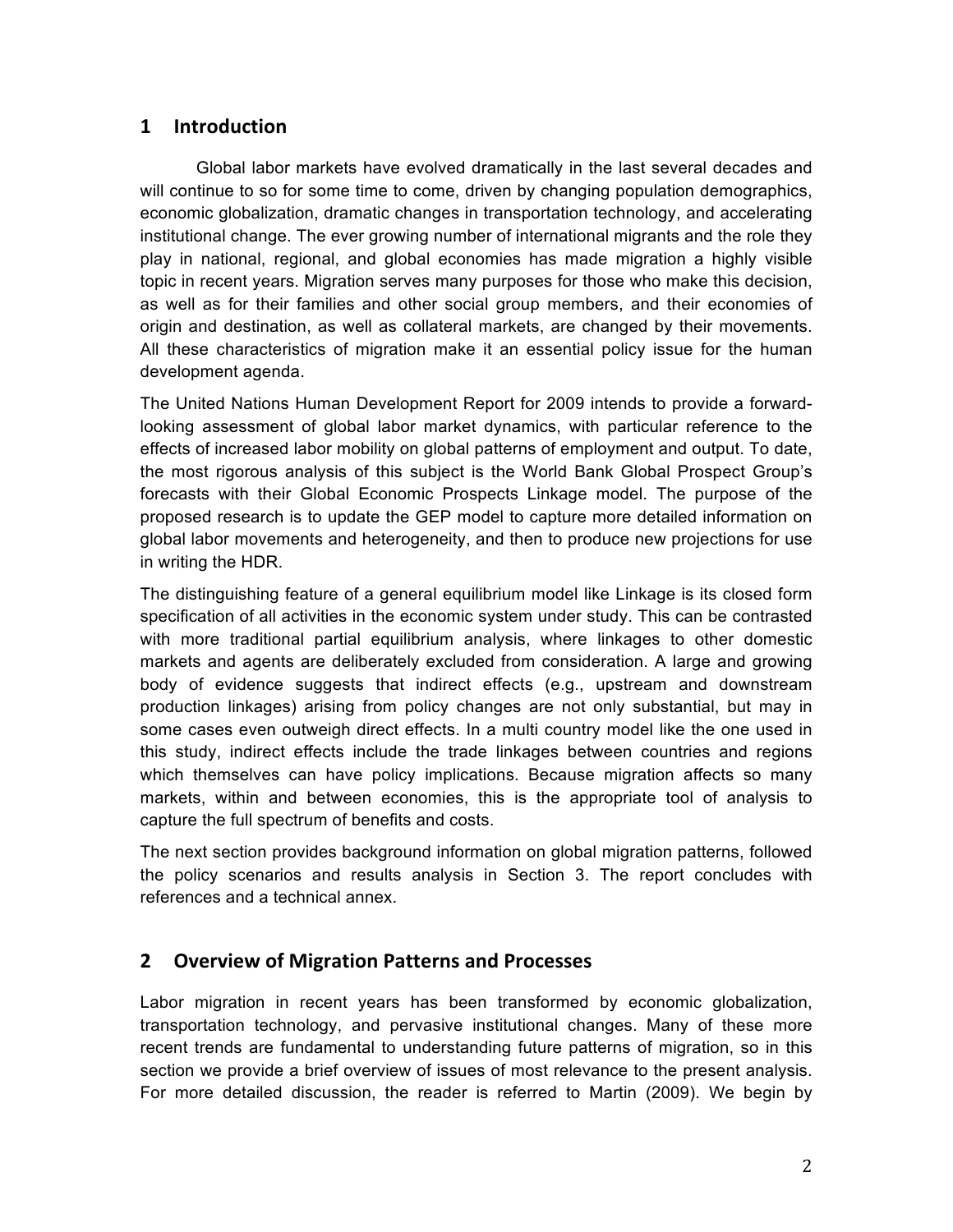## 1 Introduction

Global labor markets have evolved dramatically in the last several decades and will continue to so for some time to come, driven by changing population demographics, economic globalization, dramatic changes in transportation technology, and accelerating institutional change. The ever growing number of international migrants and the role they play in national, regional, and global economies has made migration a highly visible topic in recent years. Migration serves many purposes for those who make this decision, as well as for their families and other social group members, and their economies of origin and destination, as well as collateral markets, are changed by their movements. All these characteristics of migration make it an essential policy issue for the human development agenda.

The United Nations Human Development Report for 2009 intends to provide a forward-looking assessment of global labor market dynamics, with particular reference to the effects of increased labor mobility on global patterns of employment and output. To date, the most rigorous analysis of this subject is the World Bank Global Prospect Group's forecasts with their Global Economic Prospects Linkage model. The purpose of the proposed research is to update the GEP model to capture more detailed information on global labor movements and heterogeneity, and then to produce new projections for use in writing the HDR.

The distinguishing feature of a general equilibrium model like Linkage is its closed form specification of all activities in the economic system under study. This can be contrasted with more traditional partial equilibrium analysis, where linkages to other domestic markets and agents are deliberately excluded from consideration. A large and growing body of evidence suggests that indirect effects (e.g., upstream and downstream production linkages) arising from policy changes are not only substantial, but may in some cases even outweigh direct effects. In a multi country model like the one used in this study, indirect effects include the trade linkages between countries and regions which themselves can have policy implications. Because migration affects so many markets, within and between economies, this is the appropriate tool of analysis to capture the full spectrum of benefits and costs.

The next section provides background information on global migration patterns, followed the policy scenarios and results analysis in Section 3. The report concludes with references and a technical annex.

## 2 Overview of Migration Patterns and Processes

Labor migration in recent years has been transformed by economic globalization, transportation technology, and pervasive institutional changes. Many of these more recent trends are fundamental to understanding future patterns of migration, so in this section we provide a brief overview of issues of most relevance to the present analysis. For more detailed discussion, the reader is referred to Martin (2009). We begin by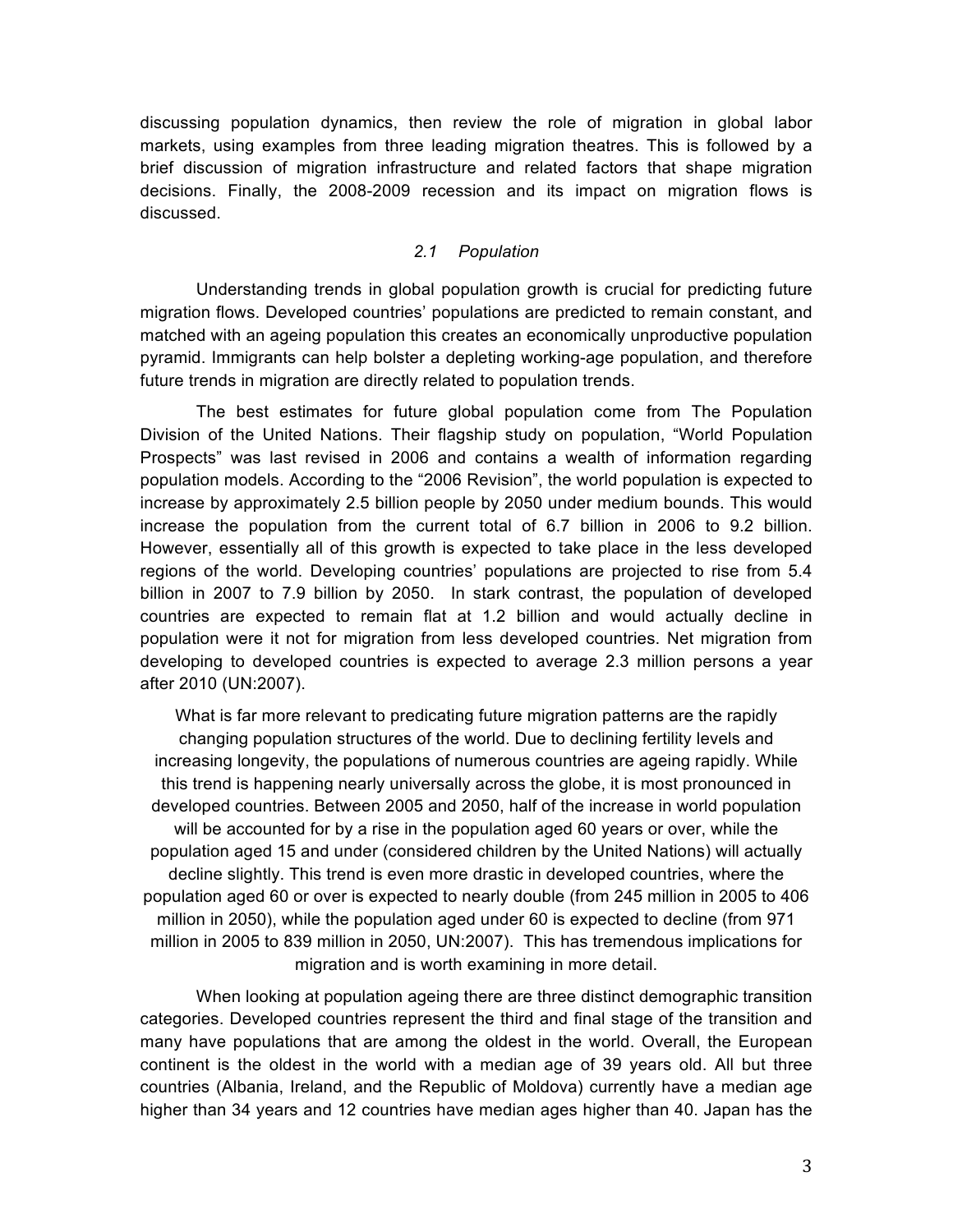discussing population dynamics, then review the role of migration in global labor markets, using examples from three leading migration theatres. This is followed by a brief discussion of migration infrastructure and related factors that shape migration decisions. Finally, the 2008-2009 recession and its impact on migration flows is discussed.

### *2.1 Population*

Understanding trends in global population growth is crucial for predicting future migration flows. Developed countries' populations are predicted to remain constant, and matched with an ageing population this creates an economically unproductive population pyramid. Immigrants can help bolster a depleting working-age population, and therefore future trends in migration are directly related to population trends.

The best estimates for future global population come from The Population Division of the United Nations. Their flagship study on population, "World Population Prospects" was last revised in 2006 and contains a wealth of information regarding population models. According to the "2006 Revision", the world population is expected to increase by approximately 2.5 billion people by 2050 under medium bounds. This would increase the population from the current total of 6.7 billion in 2006 to 9.2 billion. However, essentially all of this growth is expected to take place in the less developed regions of the world. Developing countries' populations are projected to rise from 5.4 billion in 2007 to 7.9 billion by 2050. In stark contrast, the population of developed countries are expected to remain flat at 1.2 billion and would actually decline in population were it not for migration from less developed countries. Net migration from developing to developed countries is expected to average 2.3 million persons a year after 2010 (UN:2007).

What is far more relevant to predicating future migration patterns are the rapidly changing population structures of the world. Due to declining fertility levels and increasing longevity, the populations of numerous countries are ageing rapidly. While this trend is happening nearly universally across the globe, it is most pronounced in developed countries. Between 2005 and 2050, half of the increase in world population will be accounted for by a rise in the population aged 60 years or over, while the population aged 15 and under (considered children by the United Nations) will actually decline slightly. This trend is even more drastic in developed countries, where the population aged 60 or over is expected to nearly double (from 245 million in 2005 to 406 million in 2050), while the population aged under 60 is expected to decline (from 971 million in 2005 to 839 million in 2050, UN:2007). This has tremendous implications for migration and is worth examining in more detail.

When looking at population ageing there are three distinct demographic transition categories. Developed countries represent the third and final stage of the transition and many have populations that are among the oldest in the world. Overall, the European continent is the oldest in the world with a median age of 39 years old. All but three countries (Albania, Ireland, and the Republic of Moldova) currently have a median age higher than 34 years and 12 countries have median ages higher than 40. Japan has the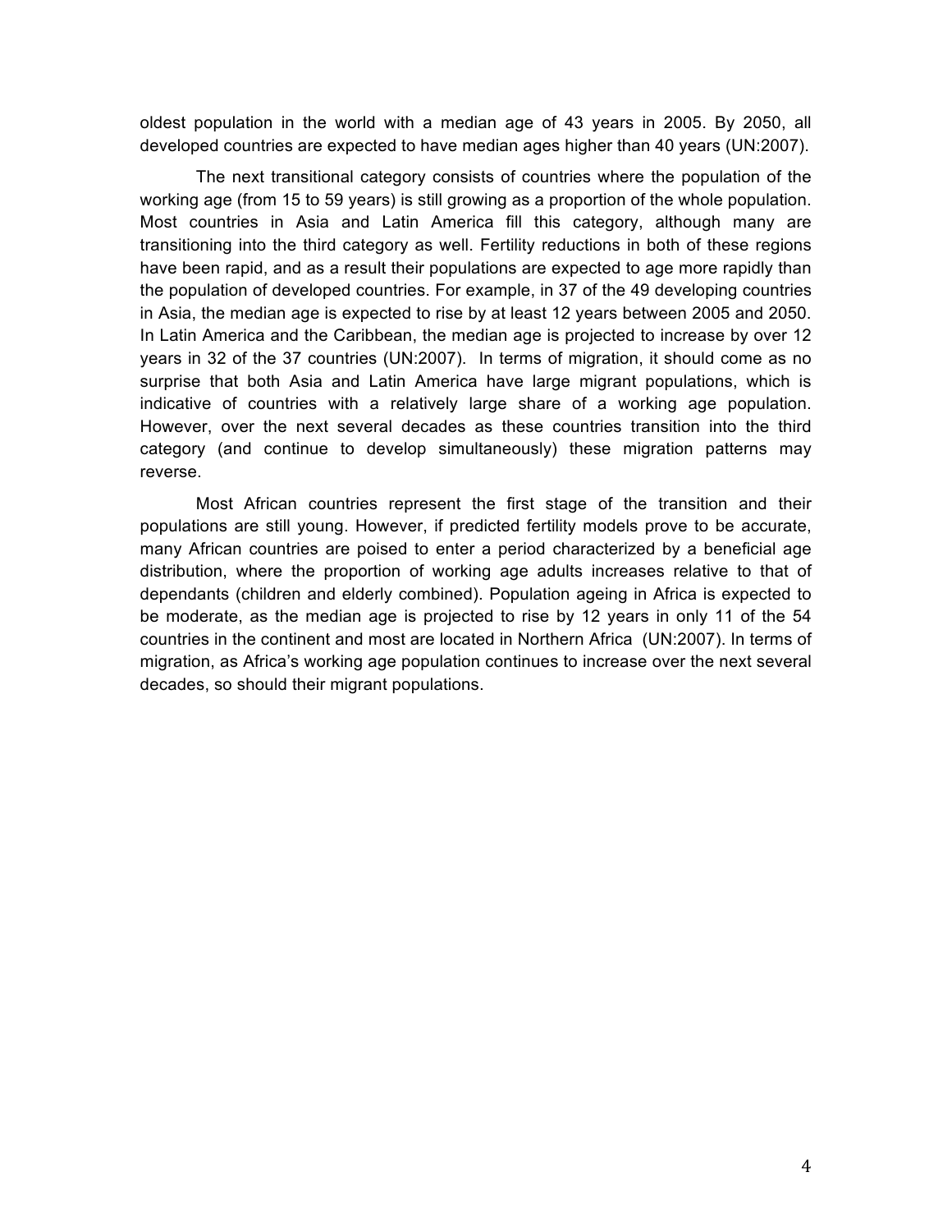oldest population in the world with a median age of 43 years in 2005. By 2050, all developed countries are expected to have median ages higher than 40 years (UN:2007).

The next transitional category consists of countries where the population of the working age (from 15 to 59 years) is still growing as a proportion of the whole population. Most countries in Asia and Latin America fill this category, although many are transitioning into the third category as well. Fertility reductions in both of these regions have been rapid, and as a result their populations are expected to age more rapidly than the population of developed countries. For example, in 37 of the 49 developing countries in Asia, the median age is expected to rise by at least 12 years between 2005 and 2050. In Latin America and the Caribbean, the median age is projected to increase by over 12 years in 32 of the 37 countries (UN:2007). In terms of migration, it should come as no surprise that both Asia and Latin America have large migrant populations, which is indicative of countries with a relatively large share of a working age population. However, over the next several decades as these countries transition into the third category (and continue to develop simultaneously) these migration patterns may reverse.

Most African countries represent the first stage of the transition and their populations are still young. However, if predicted fertility models prove to be accurate, many African countries are poised to enter a period characterized by a beneficial age distribution, where the proportion of working age adults increases relative to that of dependants (children and elderly combined). Population ageing in Africa is expected to be moderate, as the median age is projected to rise by 12 years in only 11 of the 54 countries in the continent and most are located in Northern Africa (UN:2007). In terms of migration, as Africa's working age population continues to increase over the next several decades, so should their migrant populations.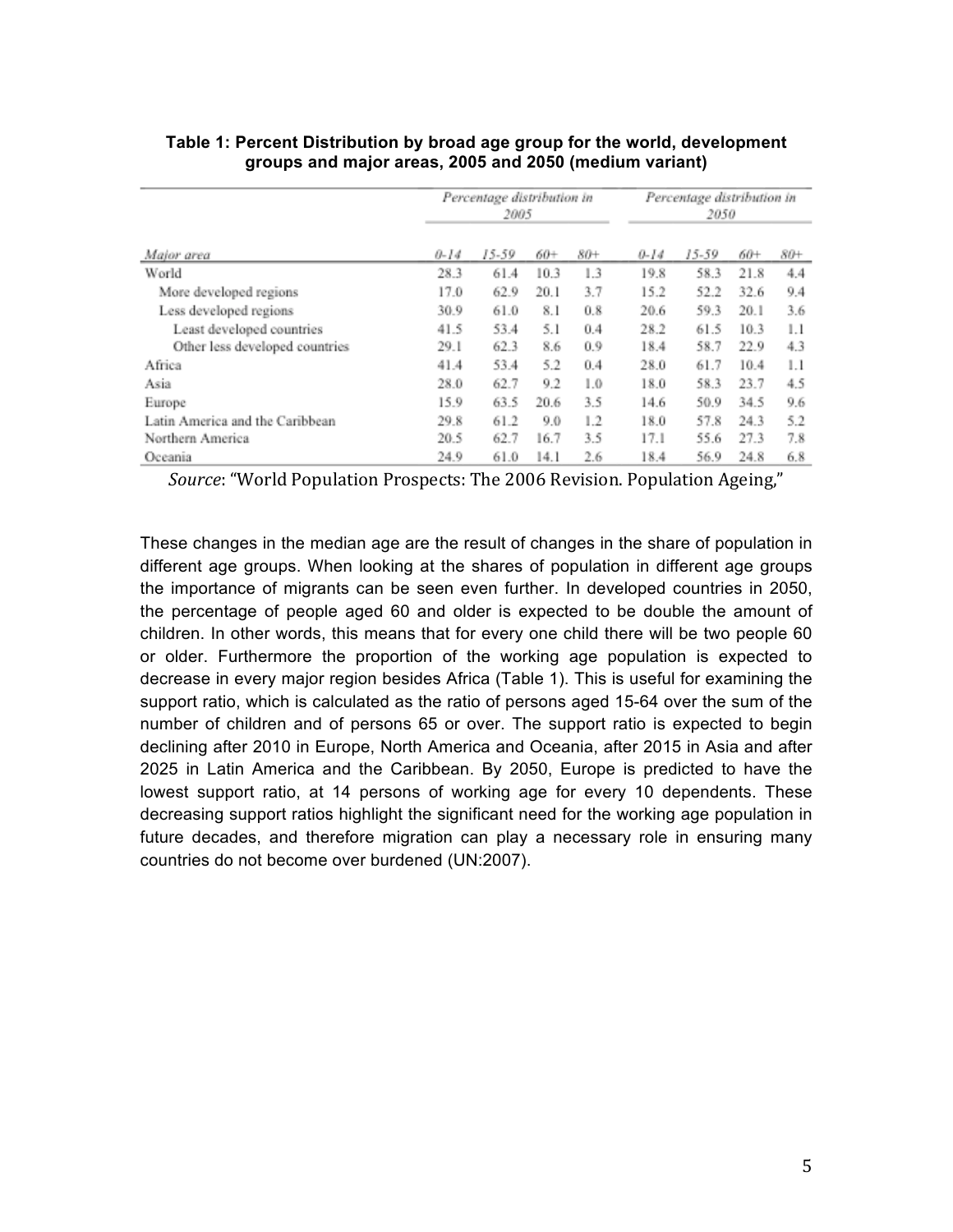**Table 1: Percent Distribution by broad age group for the world, development groups and major areas, 2005 and 2050 (medium variant)**

| | *Percentage distribution in 2005* | | | | *Percentage distribution in 2050* | | | |
|---|---|---|---|---|---|---|---|---|
| *Major area* | *0-14* | *15-59* | *60+* | *80+* | *0-14* | *15-59* | *60+* | *80+* |
| World | 28.3 | 61.4 | 10.3 | 1.3 | 19.8 | 58.3 | 21.8 | 4.4 |
| More developed regions | 17.0 | 62.9 | 20.1 | 3.7 | 15.2 | 52.2 | 32.6 | 9.4 |
| Less developed regions | 30.9 | 61.0 | 8.1 | 0.8 | 20.6 | 59.3 | 20.1 | 3.6 |
| Least developed countries | 41.5 | 53.4 | 5.1 | 0.4 | 28.2 | 61.5 | 10.3 | 1.1 |
| Other less developed countries | 29.1 | 62.3 | 8.6 | 0.9 | 18.4 | 58.7 | 22.9 | 4.3 |
| Africa | 41.4 | 53.4 | 5.2 | 0.4 | 28.0 | 61.7 | 10.4 | 1.1 |
| Asia | 28.0 | 62.7 | 9.2 | 1.0 | 18.0 | 58.3 | 23.7 | 4.5 |
| Europe | 15.9 | 63.5 | 20.6 | 3.5 | 14.6 | 50.9 | 34.5 | 9.6 |
| Latin America and the Caribbean | 29.8 | 61.2 | 9.0 | 1.2 | 18.0 | 57.8 | 24.3 | 5.2 |
| Northern America | 20.5 | 62.7 | 16.7 | 3.5 | 17.1 | 55.6 | 27.3 | 7.8 |
| Oceania | 24.9 | 61.0 | 14.1 | 2.6 | 18.4 | 56.9 | 24.8 | 6.8 |

*Source*: "World Population Prospects: The 2006 Revision. Population Ageing,"

These changes in the median age are the result of changes in the share of population in different age groups. When looking at the shares of population in different age groups the importance of migrants can be seen even further. In developed countries in 2050, the percentage of people aged 60 and older is expected to be double the amount of children. In other words, this means that for every one child there will be two people 60 or older. Furthermore the proportion of the working age population is expected to decrease in every major region besides Africa (Table 1). This is useful for examining the support ratio, which is calculated as the ratio of persons aged 15-64 over the sum of the number of children and of persons 65 or over. The support ratio is expected to begin declining after 2010 in Europe, North America and Oceania, after 2015 in Asia and after 2025 in Latin America and the Caribbean. By 2050, Europe is predicted to have the lowest support ratio, at 14 persons of working age for every 10 dependents. These decreasing support ratios highlight the significant need for the working age population in future decades, and therefore migration can play a necessary role in ensuring many countries do not become over burdened (UN:2007).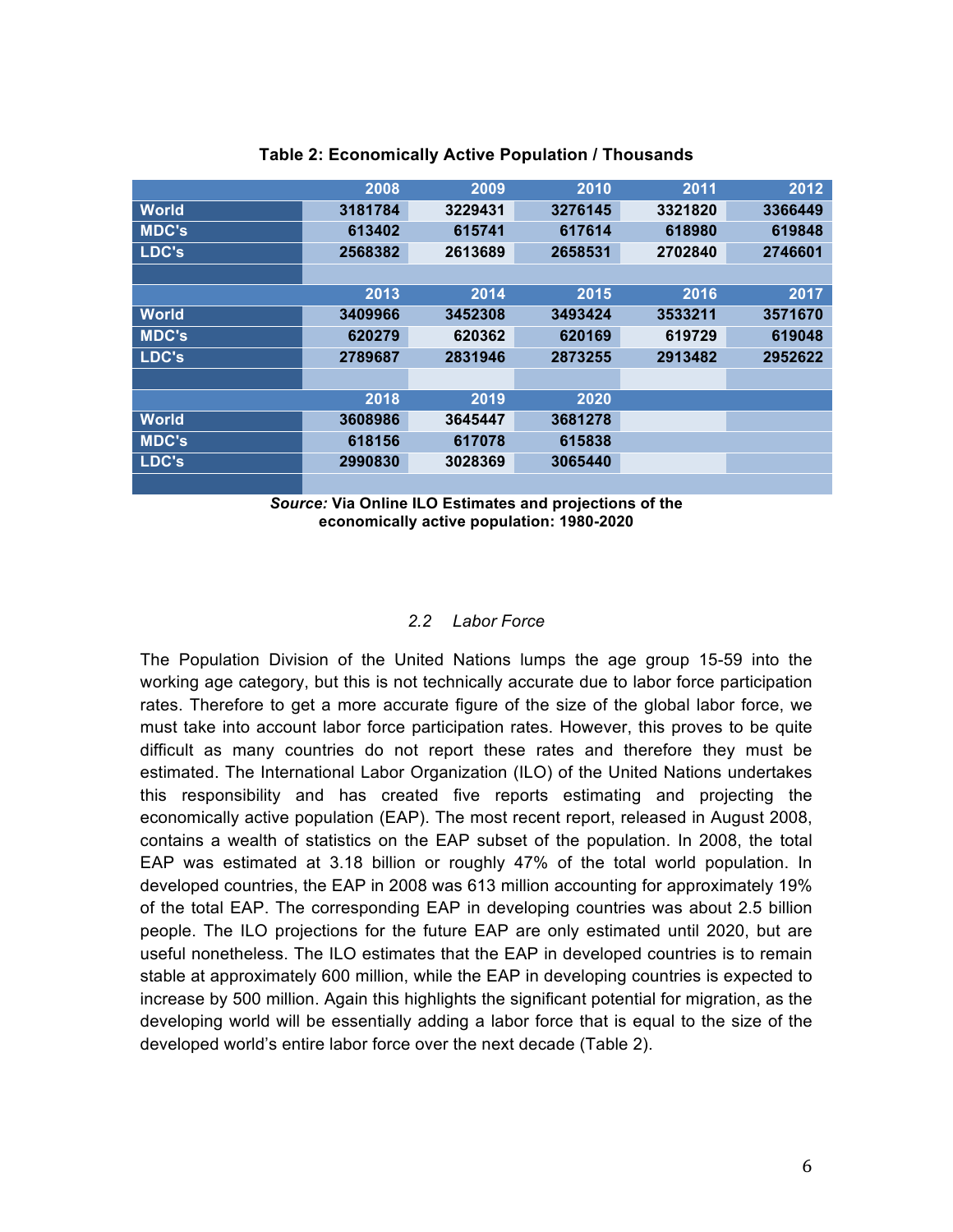**Table 2: Economically Active Population / Thousands**

| | 2008 | 2009 | 2010 | 2011 | 2012 |
|---|---|---|---|---|---|
| World | 3181784 | 3229431 | 3276145 | 3321820 | 3366449 |
| MDC's | 613402 | 615741 | 617614 | 618980 | 619848 |
| LDC's | 2568382 | 2613689 | 2658531 | 2702840 | 2746601 |
| | **2013** | **2014** | **2015** | **2016** | **2017** |
| World | 3409966 | 3452308 | 3493424 | 3533211 | 3571670 |
| MDC's | 620279 | 620362 | 620169 | 619729 | 619048 |
| LDC's | 2789687 | 2831946 | 2873255 | 2913482 | 2952622 |
| | **2018** | **2019** | **2020** | | |
| World | 3608986 | 3645447 | 3681278 | | |
| MDC's | 618156 | 617078 | 615838 | | |
| LDC's | 2990830 | 3028369 | 3065440 | | |

***Source:*** **Via Online ILO Estimates and projections of the economically active population: 1980-2020**

### *2.2 Labor Force*

The Population Division of the United Nations lumps the age group 15-59 into the working age category, but this is not technically accurate due to labor force participation rates. Therefore to get a more accurate figure of the size of the global labor force, we must take into account labor force participation rates. However, this proves to be quite difficult as many countries do not report these rates and therefore they must be estimated. The International Labor Organization (ILO) of the United Nations undertakes this responsibility and has created five reports estimating and projecting the economically active population (EAP). The most recent report, released in August 2008, contains a wealth of statistics on the EAP subset of the population. In 2008, the total EAP was estimated at 3.18 billion or roughly 47% of the total world population. In developed countries, the EAP in 2008 was 613 million accounting for approximately 19% of the total EAP. The corresponding EAP in developing countries was about 2.5 billion people. The ILO projections for the future EAP are only estimated until 2020, but are useful nonetheless. The ILO estimates that the EAP in developed countries is to remain stable at approximately 600 million, while the EAP in developing countries is expected to increase by 500 million. Again this highlights the significant potential for migration, as the developing world will be essentially adding a labor force that is equal to the size of the developed world's entire labor force over the next decade (Table 2).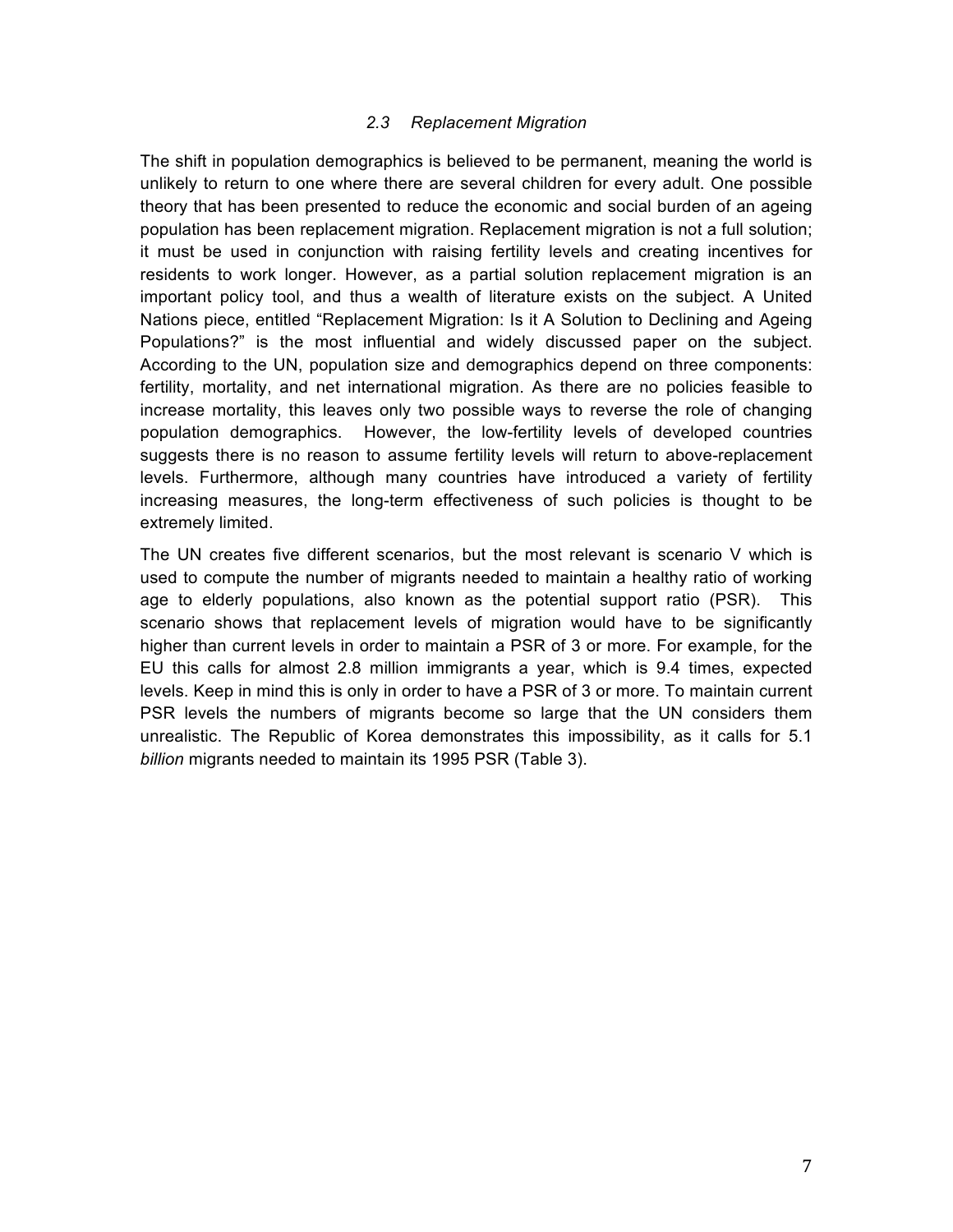### *2.3 Replacement Migration*

The shift in population demographics is believed to be permanent, meaning the world is unlikely to return to one where there are several children for every adult. One possible theory that has been presented to reduce the economic and social burden of an ageing population has been replacement migration. Replacement migration is not a full solution; it must be used in conjunction with raising fertility levels and creating incentives for residents to work longer. However, as a partial solution replacement migration is an important policy tool, and thus a wealth of literature exists on the subject. A United Nations piece, entitled "Replacement Migration: Is it A Solution to Declining and Ageing Populations?" is the most influential and widely discussed paper on the subject. According to the UN, population size and demographics depend on three components: fertility, mortality, and net international migration. As there are no policies feasible to increase mortality, this leaves only two possible ways to reverse the role of changing population demographics. However, the low-fertility levels of developed countries suggests there is no reason to assume fertility levels will return to above-replacement levels. Furthermore, although many countries have introduced a variety of fertility increasing measures, the long-term effectiveness of such policies is thought to be extremely limited.

The UN creates five different scenarios, but the most relevant is scenario V which is used to compute the number of migrants needed to maintain a healthy ratio of working age to elderly populations, also known as the potential support ratio (PSR). This scenario shows that replacement levels of migration would have to be significantly higher than current levels in order to maintain a PSR of 3 or more. For example, for the EU this calls for almost 2.8 million immigrants a year, which is 9.4 times, expected levels. Keep in mind this is only in order to have a PSR of 3 or more. To maintain current PSR levels the numbers of migrants become so large that the UN considers them unrealistic. The Republic of Korea demonstrates this impossibility, as it calls for 5.1 *billion* migrants needed to maintain its 1995 PSR (Table 3).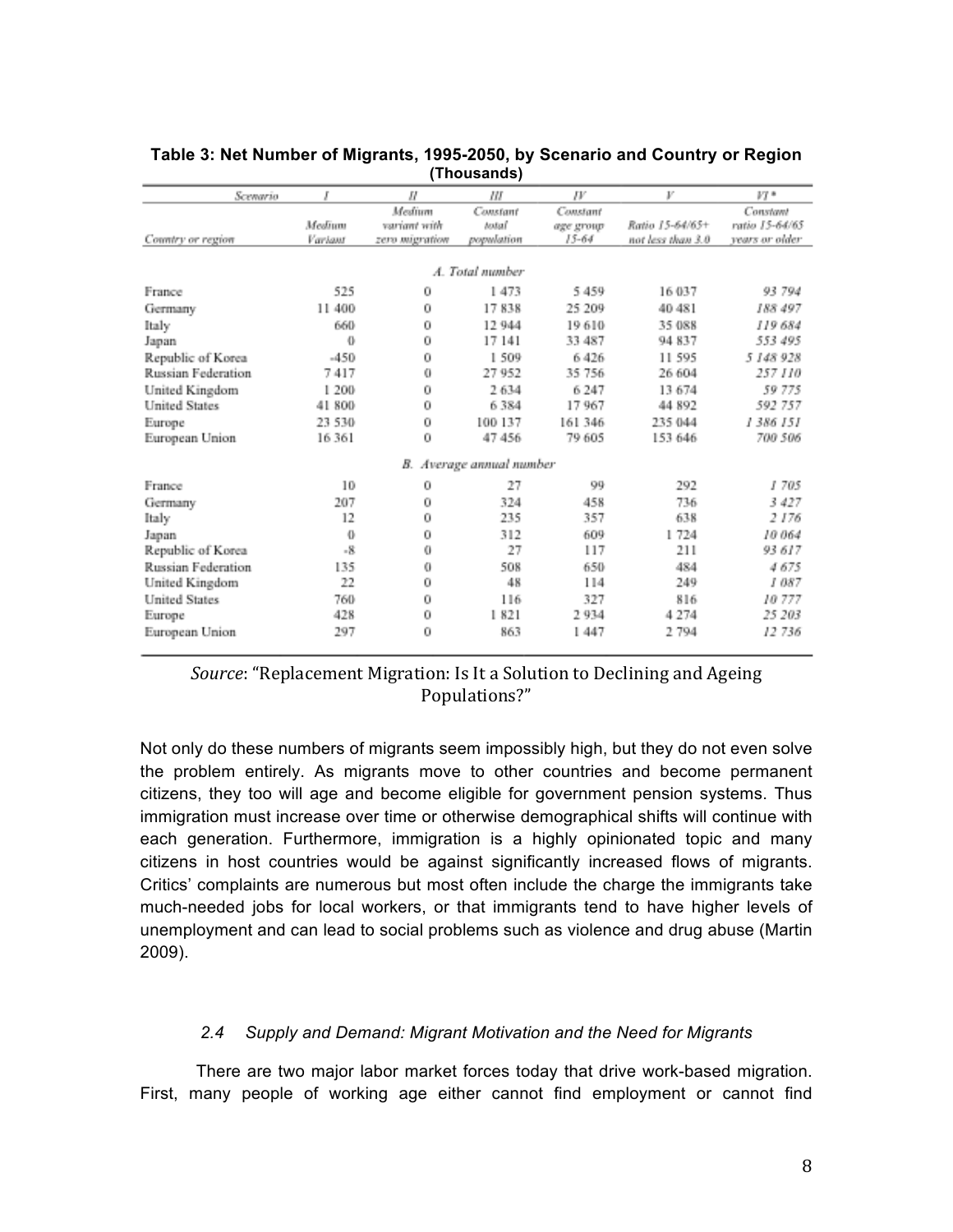**Table 3: Net Number of Migrants, 1995-2050, by Scenario and Country or Region (Thousands)**

| Scenario | I | II | III | IV | V | VI * |
|---|---|---|---|---|---|---|
| Country or region | Medium Variant | Medium variant with zero migration | Constant total population | Constant age group 15-64 | Ratio 15-64/65+ not less than 3.0 | Constant ratio 15-64/65 years or older |
| *A. Total number* | | | | | | |
| France | 525 | 0 | 1 473 | 5 459 | 16 037 | *93 794* |
| Germany | 11 400 | 0 | 17 838 | 25 209 | 40 481 | *188 497* |
| Italy | 660 | 0 | 12 944 | 19 610 | 35 088 | *119 684* |
| Japan | 0 | 0 | 17 141 | 33 487 | 94 837 | *553 495* |
| Republic of Korea | -450 | 0 | 1 509 | 6 426 | 11 595 | *5 148 928* |
| Russian Federation | 7 417 | 0 | 27 952 | 35 756 | 26 604 | *257 110* |
| United Kingdom | 1 200 | 0 | 2 634 | 6 247 | 13 674 | *59 775* |
| United States | 41 800 | 0 | 6 384 | 17 967 | 44 892 | *592 757* |
| Europe | 23 530 | 0 | 100 137 | 161 346 | 235 044 | *1 386 151* |
| European Union | 16 361 | 0 | 47 456 | 79 605 | 153 646 | *700 506* |
| *B. Average annual number* | | | | | | |
| France | 10 | 0 | 27 | 99 | 292 | *1 705* |
| Germany | 207 | 0 | 324 | 458 | 736 | *3 427* |
| Italy | 12 | 0 | 235 | 357 | 638 | *2 176* |
| Japan | 0 | 0 | 312 | 609 | 1 724 | *10 064* |
| Republic of Korea | -8 | 0 | 27 | 117 | 211 | *93 617* |
| Russian Federation | 135 | 0 | 508 | 650 | 484 | *4 675* |
| United Kingdom | 22 | 0 | 48 | 114 | 249 | *1 087* |
| United States | 760 | 0 | 116 | 327 | 816 | *10 777* |
| Europe | 428 | 0 | 1 821 | 2 934 | 4 274 | *25 203* |
| European Union | 297 | 0 | 863 | 1 447 | 2 794 | *12 736* |

*Source*: "Replacement Migration: Is It a Solution to Declining and Ageing Populations?"

Not only do these numbers of migrants seem impossibly high, but they do not even solve the problem entirely. As migrants move to other countries and become permanent citizens, they too will age and become eligible for government pension systems. Thus immigration must increase over time or otherwise demographical shifts will continue with each generation. Furthermore, immigration is a highly opinionated topic and many citizens in host countries would be against significantly increased flows of migrants. Critics' complaints are numerous but most often include the charge the immigrants take much-needed jobs for local workers, or that immigrants tend to have higher levels of unemployment and can lead to social problems such as violence and drug abuse (Martin 2009).

### *2.4 Supply and Demand: Migrant Motivation and the Need for Migrants*

There are two major labor market forces today that drive work-based migration. First, many people of working age either cannot find employment or cannot find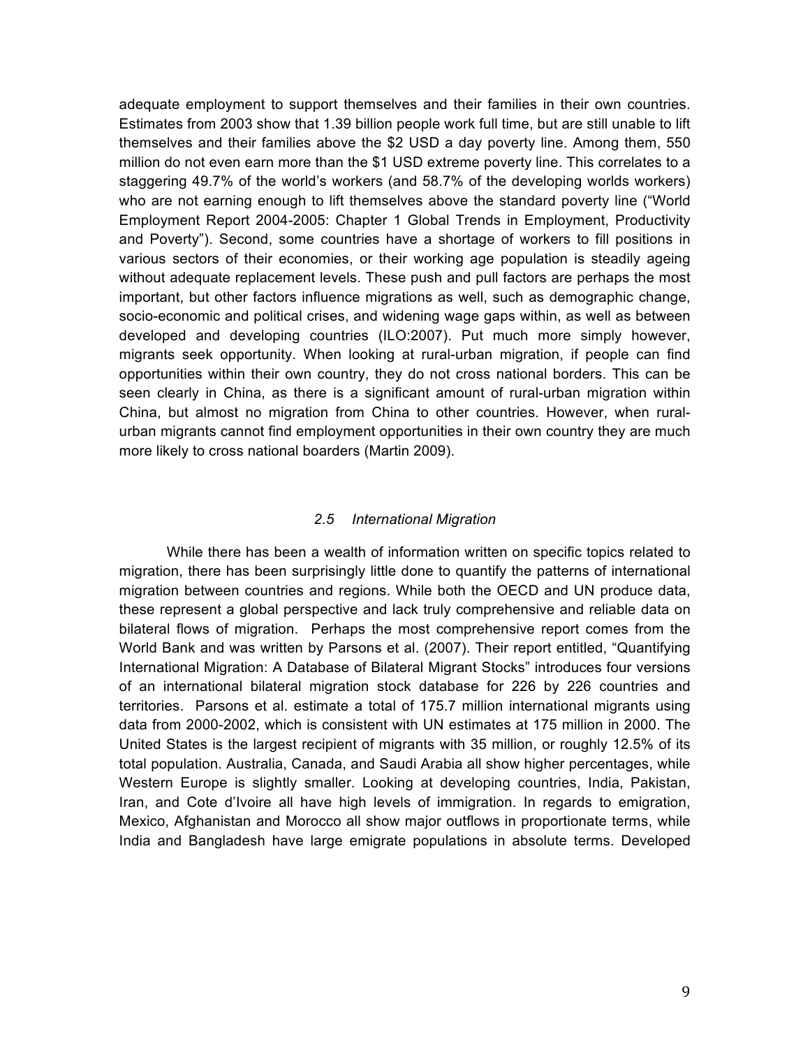adequate employment to support themselves and their families in their own countries. Estimates from 2003 show that 1.39 billion people work full time, but are still unable to lift themselves and their families above the $2 USD a day poverty line. Among them, 550 million do not even earn more than the $1 USD extreme poverty line. This correlates to a staggering 49.7% of the world's workers (and 58.7% of the developing worlds workers) who are not earning enough to lift themselves above the standard poverty line ("World Employment Report 2004-2005: Chapter 1 Global Trends in Employment, Productivity and Poverty"). Second, some countries have a shortage of workers to fill positions in various sectors of their economies, or their working age population is steadily ageing without adequate replacement levels. These push and pull factors are perhaps the most important, but other factors influence migrations as well, such as demographic change, socio-economic and political crises, and widening wage gaps within, as well as between developed and developing countries (ILO:2007). Put much more simply however, migrants seek opportunity. When looking at rural-urban migration, if people can find opportunities within their own country, they do not cross national borders. This can be seen clearly in China, as there is a significant amount of rural-urban migration within China, but almost no migration from China to other countries. However, when rural-urban migrants cannot find employment opportunities in their own country they are much more likely to cross national boarders (Martin 2009).

### *2.5 International Migration*

While there has been a wealth of information written on specific topics related to migration, there has been surprisingly little done to quantify the patterns of international migration between countries and regions. While both the OECD and UN produce data, these represent a global perspective and lack truly comprehensive and reliable data on bilateral flows of migration. Perhaps the most comprehensive report comes from the World Bank and was written by Parsons et al. (2007). Their report entitled, "Quantifying International Migration: A Database of Bilateral Migrant Stocks" introduces four versions of an international bilateral migration stock database for 226 by 226 countries and territories. Parsons et al. estimate a total of 175.7 million international migrants using data from 2000-2002, which is consistent with UN estimates at 175 million in 2000. The United States is the largest recipient of migrants with 35 million, or roughly 12.5% of its total population. Australia, Canada, and Saudi Arabia all show higher percentages, while Western Europe is slightly smaller. Looking at developing countries, India, Pakistan, Iran, and Cote d'Ivoire all have high levels of immigration. In regards to emigration, Mexico, Afghanistan and Morocco all show major outflows in proportionate terms, while India and Bangladesh have large emigrate populations in absolute terms. Developed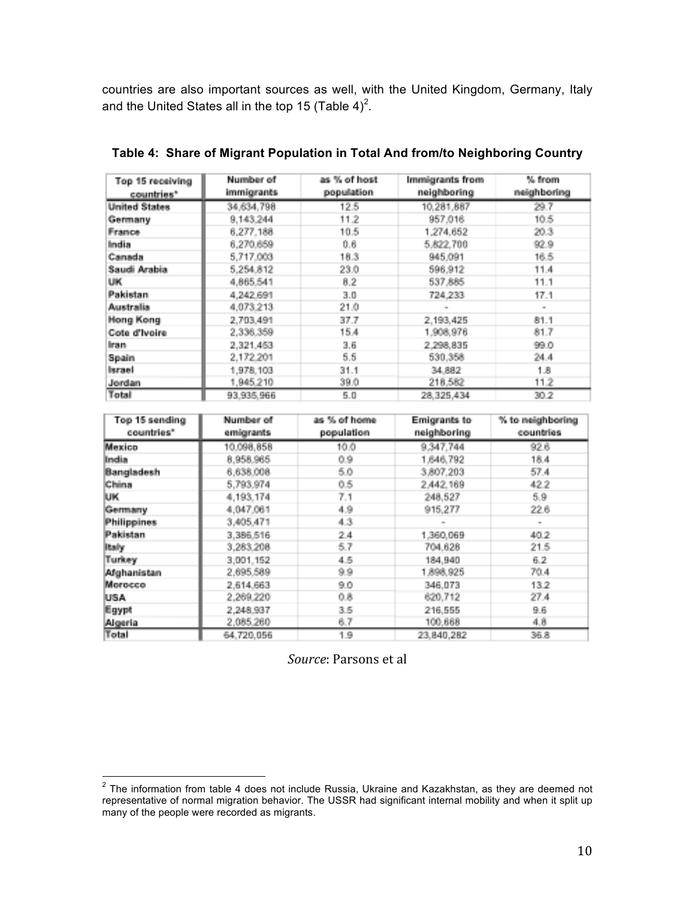countries are also important sources as well, with the United Kingdom, Germany, Italy and the United States all in the top 15 (Table 4)[2].

**Table 4: Share of Migrant Population in Total And from/to Neighboring Country**

| Top 15 receiving countries* | Number of immigrants | as % of host population | Immigrants from neighboring | % from neighboring |
|---|---|---|---|---|
| United States | 34,634,798 | 12.5 | 10,281,887 | 29.7 |
| Germany | 9,143,244 | 11.2 | 957,016 | 10.5 |
| France | 6,277,188 | 10.5 | 1,274,652 | 20.3 |
| India | 6,270,659 | 0.6 | 5,822,700 | 92.9 |
| Canada | 5,717,003 | 18.3 | 945,091 | 16.5 |
| Saudi Arabia | 5,254,812 | 23.0 | 596,912 | 11.4 |
| UK | 4,865,541 | 8.2 | 537,885 | 11.1 |
| Pakistan | 4,242,691 | 3.0 | 724,233 | 17.1 |
| Australia | 4,073,213 | 21.0 | - | - |
| Hong Kong | 2,703,491 | 37.7 | 2,193,425 | 81.1 |
| Cote d'Ivoire | 2,336,359 | 15.4 | 1,908,976 | 81.7 |
| Iran | 2,321,453 | 3.6 | 2,298,835 | 99.0 |
| Spain | 2,172,201 | 5.5 | 530,358 | 24.4 |
| Israel | 1,978,103 | 31.1 | 34,882 | 1.8 |
| Jordan | 1,945,210 | 39.0 | 218,582 | 11.2 |
| Total | 93,935,966 | 5.0 | 28,325,434 | 30.2 |

| Top 15 sending countries* | Number of emigrants | as % of home population | Emigrants to neighboring | % to neighboring countries |
|---|---|---|---|---|
| Mexico | 10,098,858 | 10.0 | 9,347,744 | 92.6 |
| India | 8,958,965 | 0.9 | 1,646,792 | 18.4 |
| Bangladesh | 6,638,008 | 5.0 | 3,807,203 | 57.4 |
| China | 5,793,974 | 0.5 | 2,442,169 | 42.2 |
| UK | 4,193,174 | 7.1 | 248,527 | 5.9 |
| Germany | 4,047,061 | 4.9 | 915,277 | 22.6 |
| Philippines | 3,405,471 | 4.3 | - | - |
| Pakistan | 3,386,516 | 2.4 | 1,360,069 | 40.2 |
| Italy | 3,283,208 | 5.7 | 704,628 | 21.5 |
| Turkey | 3,001,152 | 4.5 | 184,940 | 6.2 |
| Afghanistan | 2,695,589 | 9.9 | 1,898,925 | 70.4 |
| Morocco | 2,614,663 | 9.0 | 346,073 | 13.2 |
| USA | 2,269,220 | 0.8 | 620,712 | 27.4 |
| Egypt | 2,248,937 | 3.5 | 216,555 | 9.6 |
| Algeria | 2,085,260 | 6.7 | 100,668 | 4.8 |
| Total | 64,720,056 | 1.9 | 23,840,282 | 36.8 |

*Source*: Parsons et al

[2] The information from table 4 does not include Russia, Ukraine and Kazakhstan, as they are deemed not representative of normal migration behavior. The USSR had significant internal mobility and when it split up many of the people were recorded as migrants.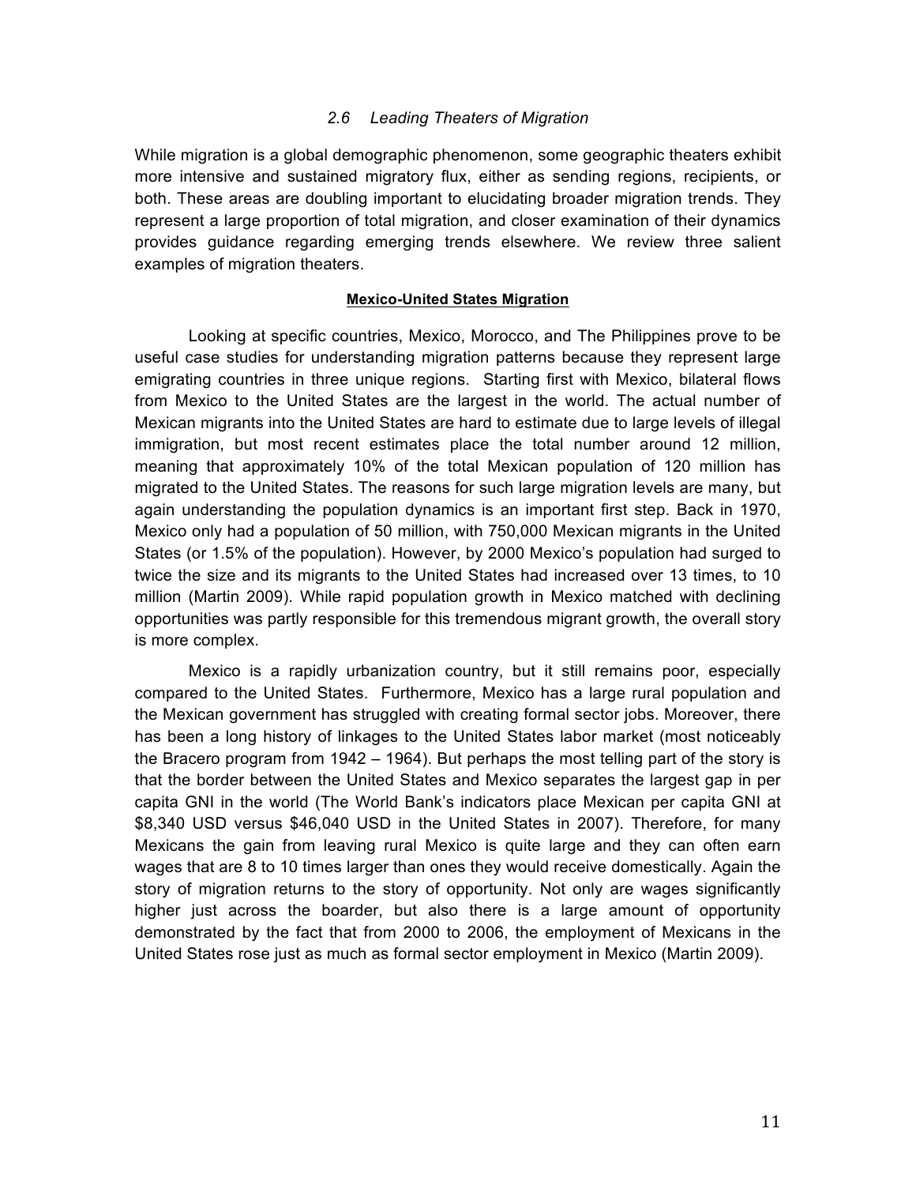### *2.6 Leading Theaters of Migration*

While migration is a global demographic phenomenon, some geographic theaters exhibit more intensive and sustained migratory flux, either as sending regions, recipients, or both. These areas are doubling important to elucidating broader migration trends. They represent a large proportion of total migration, and closer examination of their dynamics provides guidance regarding emerging trends elsewhere. We review three salient examples of migration theaters.

**Mexico-United States Migration**

Looking at specific countries, Mexico, Morocco, and The Philippines prove to be useful case studies for understanding migration patterns because they represent large emigrating countries in three unique regions. Starting first with Mexico, bilateral flows from Mexico to the United States are the largest in the world. The actual number of Mexican migrants into the United States are hard to estimate due to large levels of illegal immigration, but most recent estimates place the total number around 12 million, meaning that approximately 10% of the total Mexican population of 120 million has migrated to the United States. The reasons for such large migration levels are many, but again understanding the population dynamics is an important first step. Back in 1970, Mexico only had a population of 50 million, with 750,000 Mexican migrants in the United States (or 1.5% of the population). However, by 2000 Mexico's population had surged to twice the size and its migrants to the United States had increased over 13 times, to 10 million (Martin 2009). While rapid population growth in Mexico matched with declining opportunities was partly responsible for this tremendous migrant growth, the overall story is more complex.

Mexico is a rapidly urbanization country, but it still remains poor, especially compared to the United States. Furthermore, Mexico has a large rural population and the Mexican government has struggled with creating formal sector jobs. Moreover, there has been a long history of linkages to the United States labor market (most noticeably the Bracero program from 1942 – 1964). But perhaps the most telling part of the story is that the border between the United States and Mexico separates the largest gap in per capita GNI in the world (The World Bank's indicators place Mexican per capita GNI at $8,340 USD versus $46,040 USD in the United States in 2007). Therefore, for many Mexicans the gain from leaving rural Mexico is quite large and they can often earn wages that are 8 to 10 times larger than ones they would receive domestically. Again the story of migration returns to the story of opportunity. Not only are wages significantly higher just across the boarder, but also there is a large amount of opportunity demonstrated by the fact that from 2000 to 2006, the employment of Mexicans in the United States rose just as much as formal sector employment in Mexico (Martin 2009).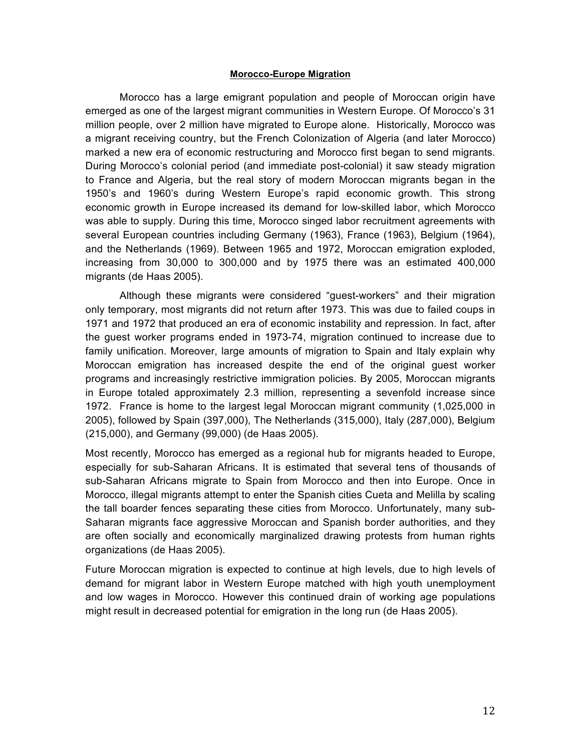**Morocco-Europe Migration**

Morocco has a large emigrant population and people of Moroccan origin have emerged as one of the largest migrant communities in Western Europe. Of Morocco's 31 million people, over 2 million have migrated to Europe alone. Historically, Morocco was a migrant receiving country, but the French Colonization of Algeria (and later Morocco) marked a new era of economic restructuring and Morocco first began to send migrants. During Morocco's colonial period (and immediate post-colonial) it saw steady migration to France and Algeria, but the real story of modern Moroccan migrants began in the 1950's and 1960's during Western Europe's rapid economic growth. This strong economic growth in Europe increased its demand for low-skilled labor, which Morocco was able to supply. During this time, Morocco singed labor recruitment agreements with several European countries including Germany (1963), France (1963), Belgium (1964), and the Netherlands (1969). Between 1965 and 1972, Moroccan emigration exploded, increasing from 30,000 to 300,000 and by 1975 there was an estimated 400,000 migrants (de Haas 2005).

Although these migrants were considered "guest-workers" and their migration only temporary, most migrants did not return after 1973. This was due to failed coups in 1971 and 1972 that produced an era of economic instability and repression. In fact, after the guest worker programs ended in 1973-74, migration continued to increase due to family unification. Moreover, large amounts of migration to Spain and Italy explain why Moroccan emigration has increased despite the end of the original guest worker programs and increasingly restrictive immigration policies. By 2005, Moroccan migrants in Europe totaled approximately 2.3 million, representing a sevenfold increase since 1972. France is home to the largest legal Moroccan migrant community (1,025,000 in 2005), followed by Spain (397,000), The Netherlands (315,000), Italy (287,000), Belgium (215,000), and Germany (99,000) (de Haas 2005).

Most recently, Morocco has emerged as a regional hub for migrants headed to Europe, especially for sub-Saharan Africans. It is estimated that several tens of thousands of sub-Saharan Africans migrate to Spain from Morocco and then into Europe. Once in Morocco, illegal migrants attempt to enter the Spanish cities Cueta and Melilla by scaling the tall boarder fences separating these cities from Morocco. Unfortunately, many sub-Saharan migrants face aggressive Moroccan and Spanish border authorities, and they are often socially and economically marginalized drawing protests from human rights organizations (de Haas 2005).

Future Moroccan migration is expected to continue at high levels, due to high levels of demand for migrant labor in Western Europe matched with high youth unemployment and low wages in Morocco. However this continued drain of working age populations might result in decreased potential for emigration in the long run (de Haas 2005).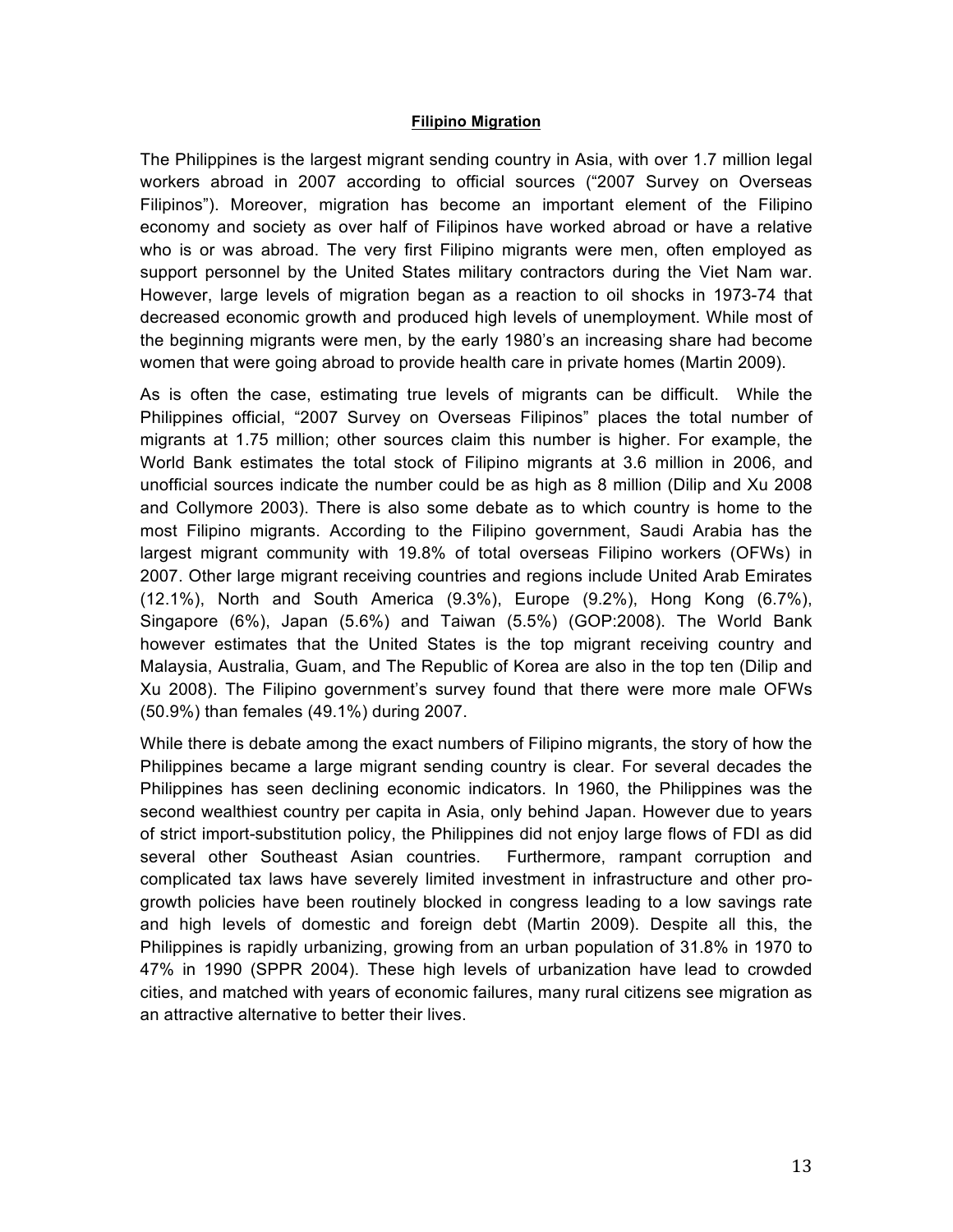## **Filipino Migration**

The Philippines is the largest migrant sending country in Asia, with over 1.7 million legal workers abroad in 2007 according to official sources ("2007 Survey on Overseas Filipinos"). Moreover, migration has become an important element of the Filipino economy and society as over half of Filipinos have worked abroad or have a relative who is or was abroad. The very first Filipino migrants were men, often employed as support personnel by the United States military contractors during the Viet Nam war. However, large levels of migration began as a reaction to oil shocks in 1973-74 that decreased economic growth and produced high levels of unemployment. While most of the beginning migrants were men, by the early 1980's an increasing share had become women that were going abroad to provide health care in private homes (Martin 2009).

As is often the case, estimating true levels of migrants can be difficult. While the Philippines official, "2007 Survey on Overseas Filipinos" places the total number of migrants at 1.75 million; other sources claim this number is higher. For example, the World Bank estimates the total stock of Filipino migrants at 3.6 million in 2006, and unofficial sources indicate the number could be as high as 8 million (Dilip and Xu 2008 and Collymore 2003). There is also some debate as to which country is home to the most Filipino migrants. According to the Filipino government, Saudi Arabia has the largest migrant community with 19.8% of total overseas Filipino workers (OFWs) in 2007. Other large migrant receiving countries and regions include United Arab Emirates (12.1%), North and South America (9.3%), Europe (9.2%), Hong Kong (6.7%), Singapore (6%), Japan (5.6%) and Taiwan (5.5%) (GOP:2008). The World Bank however estimates that the United States is the top migrant receiving country and Malaysia, Australia, Guam, and The Republic of Korea are also in the top ten (Dilip and Xu 2008). The Filipino government's survey found that there were more male OFWs (50.9%) than females (49.1%) during 2007.

While there is debate among the exact numbers of Filipino migrants, the story of how the Philippines became a large migrant sending country is clear. For several decades the Philippines has seen declining economic indicators. In 1960, the Philippines was the second wealthiest country per capita in Asia, only behind Japan. However due to years of strict import-substitution policy, the Philippines did not enjoy large flows of FDI as did several other Southeast Asian countries. Furthermore, rampant corruption and complicated tax laws have severely limited investment in infrastructure and other pro-growth policies have been routinely blocked in congress leading to a low savings rate and high levels of domestic and foreign debt (Martin 2009). Despite all this, the Philippines is rapidly urbanizing, growing from an urban population of 31.8% in 1970 to 47% in 1990 (SPPR 2004). These high levels of urbanization have lead to crowded cities, and matched with years of economic failures, many rural citizens see migration as an attractive alternative to better their lives.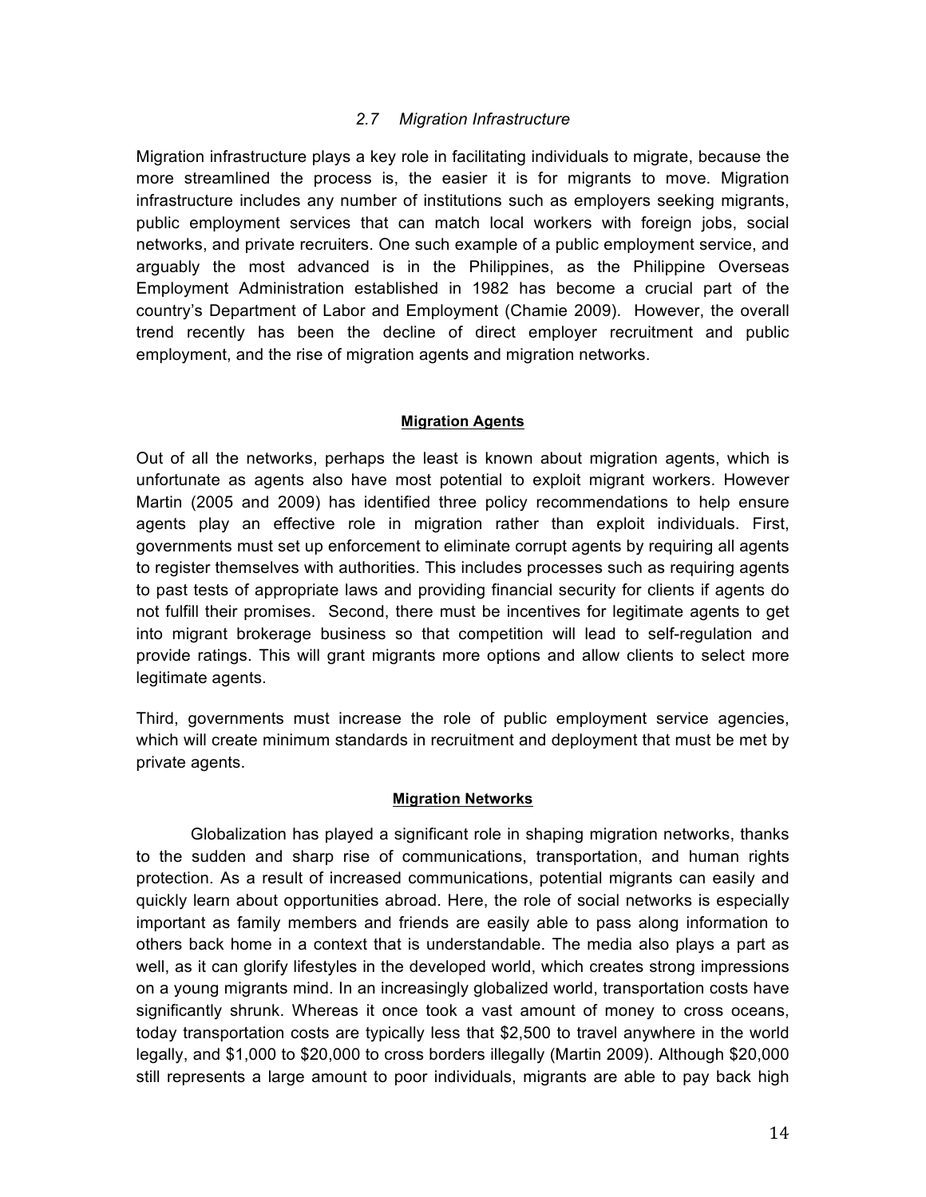### *2.7 Migration Infrastructure*

Migration infrastructure plays a key role in facilitating individuals to migrate, because the more streamlined the process is, the easier it is for migrants to move. Migration infrastructure includes any number of institutions such as employers seeking migrants, public employment services that can match local workers with foreign jobs, social networks, and private recruiters. One such example of a public employment service, and arguably the most advanced is in the Philippines, as the Philippine Overseas Employment Administration established in 1982 has become a crucial part of the country's Department of Labor and Employment (Chamie 2009). However, the overall trend recently has been the decline of direct employer recruitment and public employment, and the rise of migration agents and migration networks.

**Migration Agents**

Out of all the networks, perhaps the least is known about migration agents, which is unfortunate as agents also have most potential to exploit migrant workers. However Martin (2005 and 2009) has identified three policy recommendations to help ensure agents play an effective role in migration rather than exploit individuals. First, governments must set up enforcement to eliminate corrupt agents by requiring all agents to register themselves with authorities. This includes processes such as requiring agents to past tests of appropriate laws and providing financial security for clients if agents do not fulfill their promises. Second, there must be incentives for legitimate agents to get into migrant brokerage business so that competition will lead to self-regulation and provide ratings. This will grant migrants more options and allow clients to select more legitimate agents.

Third, governments must increase the role of public employment service agencies, which will create minimum standards in recruitment and deployment that must be met by private agents.

**Migration Networks**

Globalization has played a significant role in shaping migration networks, thanks to the sudden and sharp rise of communications, transportation, and human rights protection. As a result of increased communications, potential migrants can easily and quickly learn about opportunities abroad. Here, the role of social networks is especially important as family members and friends are easily able to pass along information to others back home in a context that is understandable. The media also plays a part as well, as it can glorify lifestyles in the developed world, which creates strong impressions on a young migrants mind. In an increasingly globalized world, transportation costs have significantly shrunk. Whereas it once took a vast amount of money to cross oceans, today transportation costs are typically less that $2,500 to travel anywhere in the world legally, and $1,000 to $20,000 to cross borders illegally (Martin 2009). Although $20,000 still represents a large amount to poor individuals, migrants are able to pay back high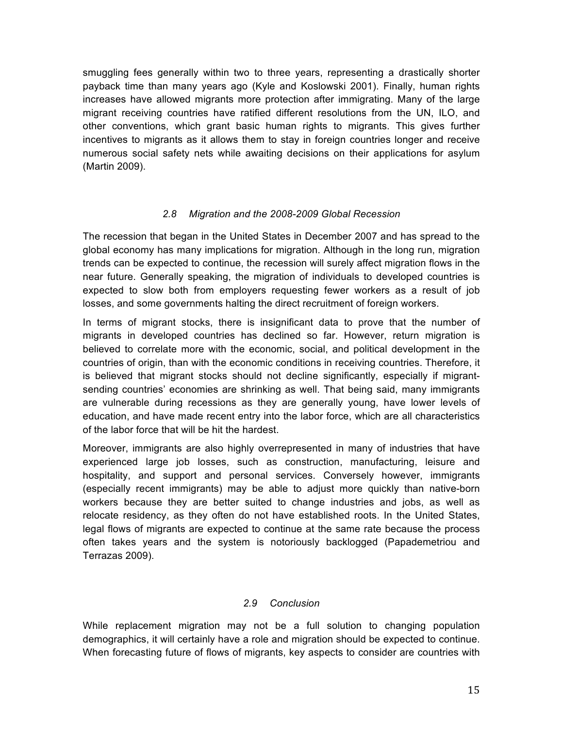smuggling fees generally within two to three years, representing a drastically shorter payback time than many years ago (Kyle and Koslowski 2001). Finally, human rights increases have allowed migrants more protection after immigrating. Many of the large migrant receiving countries have ratified different resolutions from the UN, ILO, and other conventions, which grant basic human rights to migrants. This gives further incentives to migrants as it allows them to stay in foreign countries longer and receive numerous social safety nets while awaiting decisions on their applications for asylum (Martin 2009).

### *2.8 Migration and the 2008-2009 Global Recession*

The recession that began in the United States in December 2007 and has spread to the global economy has many implications for migration. Although in the long run, migration trends can be expected to continue, the recession will surely affect migration flows in the near future. Generally speaking, the migration of individuals to developed countries is expected to slow both from employers requesting fewer workers as a result of job losses, and some governments halting the direct recruitment of foreign workers.

In terms of migrant stocks, there is insignificant data to prove that the number of migrants in developed countries has declined so far. However, return migration is believed to correlate more with the economic, social, and political development in the countries of origin, than with the economic conditions in receiving countries. Therefore, it is believed that migrant stocks should not decline significantly, especially if migrant-sending countries' economies are shrinking as well. That being said, many immigrants are vulnerable during recessions as they are generally young, have lower levels of education, and have made recent entry into the labor force, which are all characteristics of the labor force that will be hit the hardest.

Moreover, immigrants are also highly overrepresented in many of industries that have experienced large job losses, such as construction, manufacturing, leisure and hospitality, and support and personal services. Conversely however, immigrants (especially recent immigrants) may be able to adjust more quickly than native-born workers because they are better suited to change industries and jobs, as well as relocate residency, as they often do not have established roots. In the United States, legal flows of migrants are expected to continue at the same rate because the process often takes years and the system is notoriously backlogged (Papademetriou and Terrazas 2009).

### *2.9 Conclusion*

While replacement migration may not be a full solution to changing population demographics, it will certainly have a role and migration should be expected to continue. When forecasting future of flows of migrants, key aspects to consider are countries with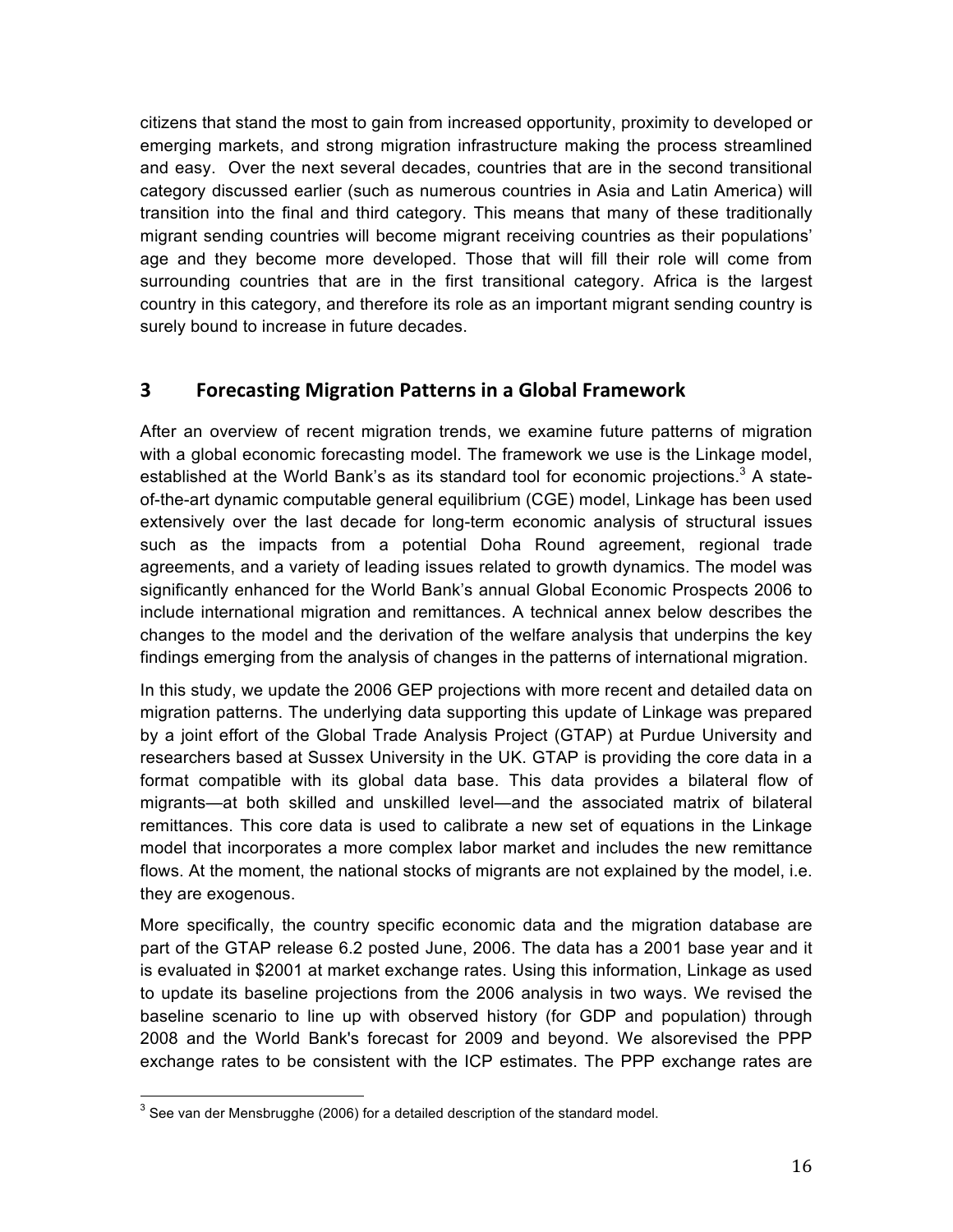citizens that stand the most to gain from increased opportunity, proximity to developed or emerging markets, and strong migration infrastructure making the process streamlined and easy. Over the next several decades, countries that are in the second transitional category discussed earlier (such as numerous countries in Asia and Latin America) will transition into the final and third category. This means that many of these traditionally migrant sending countries will become migrant receiving countries as their populations' age and they become more developed. Those that will fill their role will come from surrounding countries that are in the first transitional category. Africa is the largest country in this category, and therefore its role as an important migrant sending country is surely bound to increase in future decades.

## 3 Forecasting Migration Patterns in a Global Framework

After an overview of recent migration trends, we examine future patterns of migration with a global economic forecasting model. The framework we use is the Linkage model, established at the World Bank's as its standard tool for economic projections.[3] A state-of-the-art dynamic computable general equilibrium (CGE) model, Linkage has been used extensively over the last decade for long-term economic analysis of structural issues such as the impacts from a potential Doha Round agreement, regional trade agreements, and a variety of leading issues related to growth dynamics. The model was significantly enhanced for the World Bank's annual Global Economic Prospects 2006 to include international migration and remittances. A technical annex below describes the changes to the model and the derivation of the welfare analysis that underpins the key findings emerging from the analysis of changes in the patterns of international migration.

In this study, we update the 2006 GEP projections with more recent and detailed data on migration patterns. The underlying data supporting this update of Linkage was prepared by a joint effort of the Global Trade Analysis Project (GTAP) at Purdue University and researchers based at Sussex University in the UK. GTAP is providing the core data in a format compatible with its global data base. This data provides a bilateral flow of migrants—at both skilled and unskilled level—and the associated matrix of bilateral remittances. This core data is used to calibrate a new set of equations in the Linkage model that incorporates a more complex labor market and includes the new remittance flows. At the moment, the national stocks of migrants are not explained by the model, i.e. they are exogenous.

More specifically, the country specific economic data and the migration database are part of the GTAP release 6.2 posted June, 2006. The data has a 2001 base year and it is evaluated in \$2001 at market exchange rates. Using this information, Linkage as used to update its baseline projections from the 2006 analysis in two ways. We revised the baseline scenario to line up with observed history (for GDP and population) through 2008 and the World Bank's forecast for 2009 and beyond. We alsorevised the PPP exchange rates to be consistent with the ICP estimates. The PPP exchange rates are

[3] See van der Mensbrugghe (2006) for a detailed description of the standard model.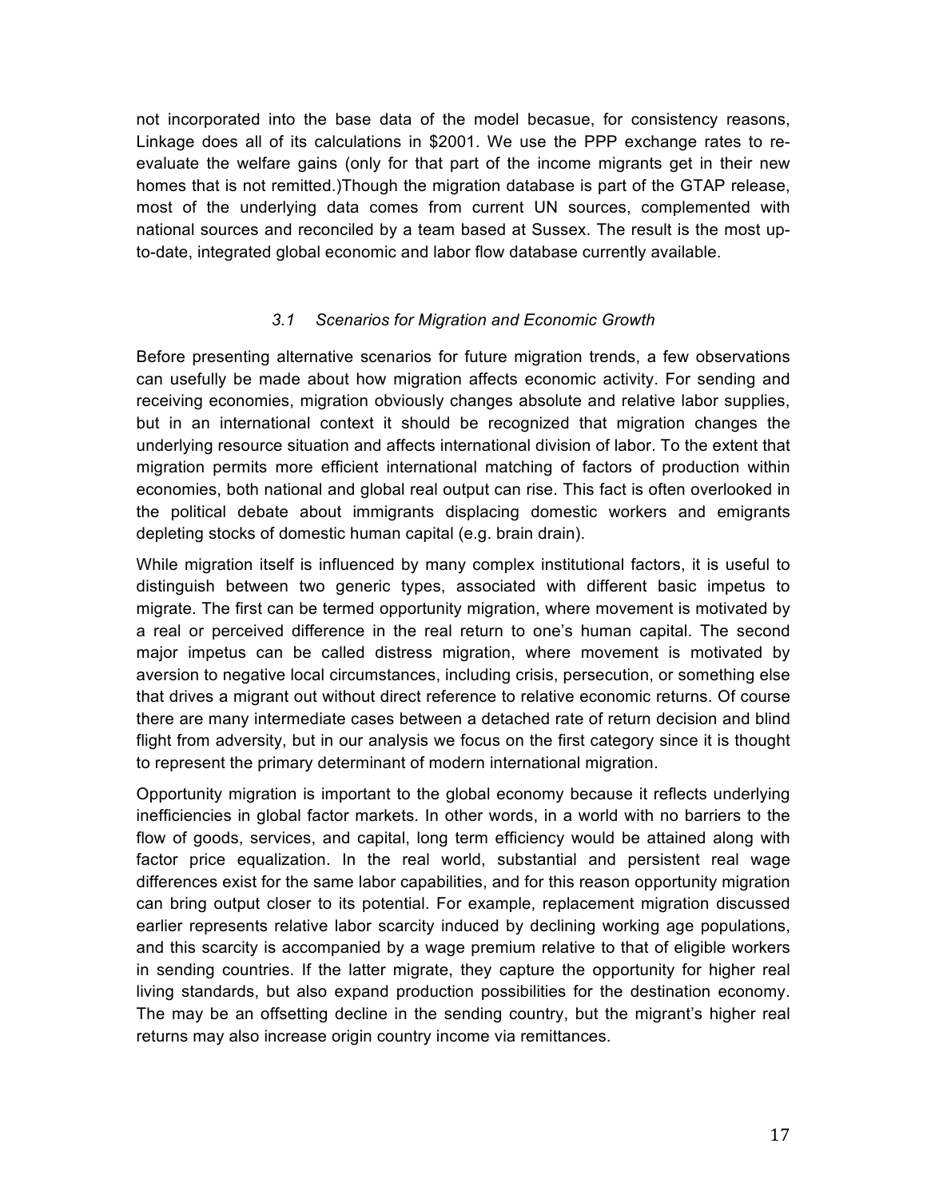not incorporated into the base data of the model becasue, for consistency reasons, Linkage does all of its calculations in $2001. We use the PPP exchange rates to re-evaluate the welfare gains (only for that part of the income migrants get in their new homes that is not remitted.)Though the migration database is part of the GTAP release, most of the underlying data comes from current UN sources, complemented with national sources and reconciled by a team based at Sussex. The result is the most up-to-date, integrated global economic and labor flow database currently available.

### *3.1 Scenarios for Migration and Economic Growth*

Before presenting alternative scenarios for future migration trends, a few observations can usefully be made about how migration affects economic activity. For sending and receiving economies, migration obviously changes absolute and relative labor supplies, but in an international context it should be recognized that migration changes the underlying resource situation and affects international division of labor. To the extent that migration permits more efficient international matching of factors of production within economies, both national and global real output can rise. This fact is often overlooked in the political debate about immigrants displacing domestic workers and emigrants depleting stocks of domestic human capital (e.g. brain drain).

While migration itself is influenced by many complex institutional factors, it is useful to distinguish between two generic types, associated with different basic impetus to migrate. The first can be termed opportunity migration, where movement is motivated by a real or perceived difference in the real return to one's human capital. The second major impetus can be called distress migration, where movement is motivated by aversion to negative local circumstances, including crisis, persecution, or something else that drives a migrant out without direct reference to relative economic returns. Of course there are many intermediate cases between a detached rate of return decision and blind flight from adversity, but in our analysis we focus on the first category since it is thought to represent the primary determinant of modern international migration.

Opportunity migration is important to the global economy because it reflects underlying inefficiencies in global factor markets. In other words, in a world with no barriers to the flow of goods, services, and capital, long term efficiency would be attained along with factor price equalization. In the real world, substantial and persistent real wage differences exist for the same labor capabilities, and for this reason opportunity migration can bring output closer to its potential. For example, replacement migration discussed earlier represents relative labor scarcity induced by declining working age populations, and this scarcity is accompanied by a wage premium relative to that of eligible workers in sending countries. If the latter migrate, they capture the opportunity for higher real living standards, but also expand production possibilities for the destination economy. The may be an offsetting decline in the sending country, but the migrant's higher real returns may also increase origin country income via remittances.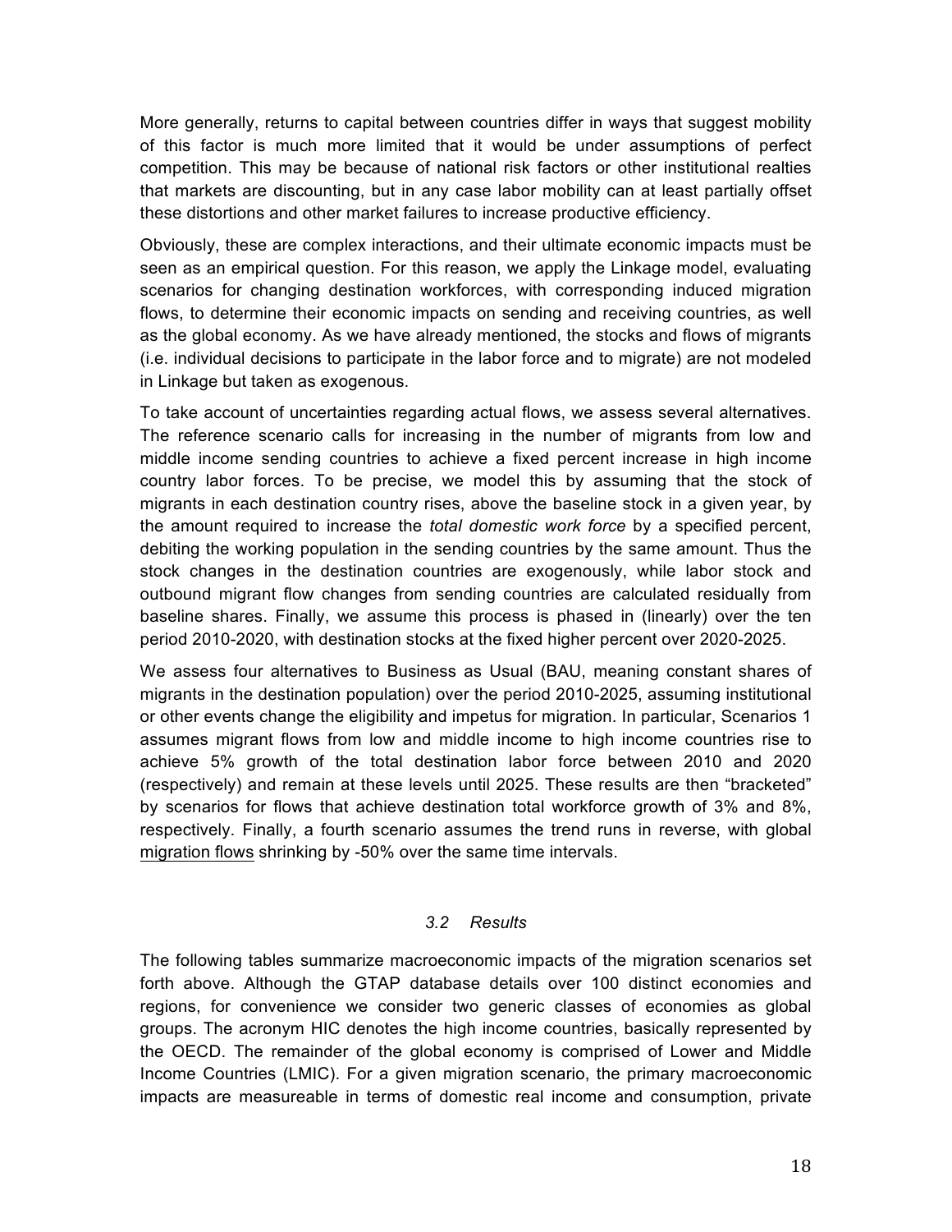More generally, returns to capital between countries differ in ways that suggest mobility of this factor is much more limited that it would be under assumptions of perfect competition. This may be because of national risk factors or other institutional realties that markets are discounting, but in any case labor mobility can at least partially offset these distortions and other market failures to increase productive efficiency.

Obviously, these are complex interactions, and their ultimate economic impacts must be seen as an empirical question. For this reason, we apply the Linkage model, evaluating scenarios for changing destination workforces, with corresponding induced migration flows, to determine their economic impacts on sending and receiving countries, as well as the global economy. As we have already mentioned, the stocks and flows of migrants (i.e. individual decisions to participate in the labor force and to migrate) are not modeled in Linkage but taken as exogenous.

To take account of uncertainties regarding actual flows, we assess several alternatives. The reference scenario calls for increasing in the number of migrants from low and middle income sending countries to achieve a fixed percent increase in high income country labor forces. To be precise, we model this by assuming that the stock of migrants in each destination country rises, above the baseline stock in a given year, by the amount required to increase the *total domestic work force* by a specified percent, debiting the working population in the sending countries by the same amount. Thus the stock changes in the destination countries are exogenously, while labor stock and outbound migrant flow changes from sending countries are calculated residually from baseline shares. Finally, we assume this process is phased in (linearly) over the ten period 2010-2020, with destination stocks at the fixed higher percent over 2020-2025.

We assess four alternatives to Business as Usual (BAU, meaning constant shares of migrants in the destination population) over the period 2010-2025, assuming institutional or other events change the eligibility and impetus for migration. In particular, Scenarios 1 assumes migrant flows from low and middle income to high income countries rise to achieve 5% growth of the total destination labor force between 2010 and 2020 (respectively) and remain at these levels until 2025. These results are then "bracketed" by scenarios for flows that achieve destination total workforce growth of 3% and 8%, respectively. Finally, a fourth scenario assumes the trend runs in reverse, with global migration flows shrinking by -50% over the same time intervals.

### *3.2 Results*

The following tables summarize macroeconomic impacts of the migration scenarios set forth above. Although the GTAP database details over 100 distinct economies and regions, for convenience we consider two generic classes of economies as global groups. The acronym HIC denotes the high income countries, basically represented by the OECD. The remainder of the global economy is comprised of Lower and Middle Income Countries (LMIC). For a given migration scenario, the primary macroeconomic impacts are measureable in terms of domestic real income and consumption, private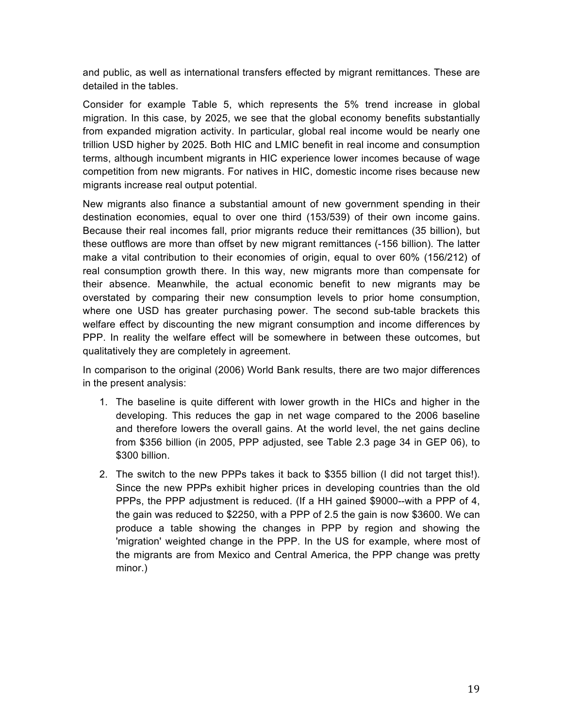and public, as well as international transfers effected by migrant remittances. These are detailed in the tables.

Consider for example Table 5, which represents the 5% trend increase in global migration. In this case, by 2025, we see that the global economy benefits substantially from expanded migration activity. In particular, global real income would be nearly one trillion USD higher by 2025. Both HIC and LMIC benefit in real income and consumption terms, although incumbent migrants in HIC experience lower incomes because of wage competition from new migrants. For natives in HIC, domestic income rises because new migrants increase real output potential.

New migrants also finance a substantial amount of new government spending in their destination economies, equal to over one third (153/539) of their own income gains. Because their real incomes fall, prior migrants reduce their remittances (35 billion), but these outflows are more than offset by new migrant remittances (-156 billion). The latter make a vital contribution to their economies of origin, equal to over 60% (156/212) of real consumption growth there. In this way, new migrants more than compensate for their absence. Meanwhile, the actual economic benefit to new migrants may be overstated by comparing their new consumption levels to prior home consumption, where one USD has greater purchasing power. The second sub-table brackets this welfare effect by discounting the new migrant consumption and income differences by PPP. In reality the welfare effect will be somewhere in between these outcomes, but qualitatively they are completely in agreement.

In comparison to the original (2006) World Bank results, there are two major differences in the present analysis:

1. The baseline is quite different with lower growth in the HICs and higher in the developing. This reduces the gap in net wage compared to the 2006 baseline and therefore lowers the overall gains. At the world level, the net gains decline from $356 billion (in 2005, PPP adjusted, see Table 2.3 page 34 in GEP 06), to $300 billion.
2. The switch to the new PPPs takes it back to $355 billion (I did not target this!). Since the new PPPs exhibit higher prices in developing countries than the old PPPs, the PPP adjustment is reduced. (If a HH gained $9000--with a PPP of 4, the gain was reduced to $2250, with a PPP of 2.5 the gain is now $3600. We can produce a table showing the changes in PPP by region and showing the 'migration' weighted change in the PPP. In the US for example, where most of the migrants are from Mexico and Central America, the PPP change was pretty minor.)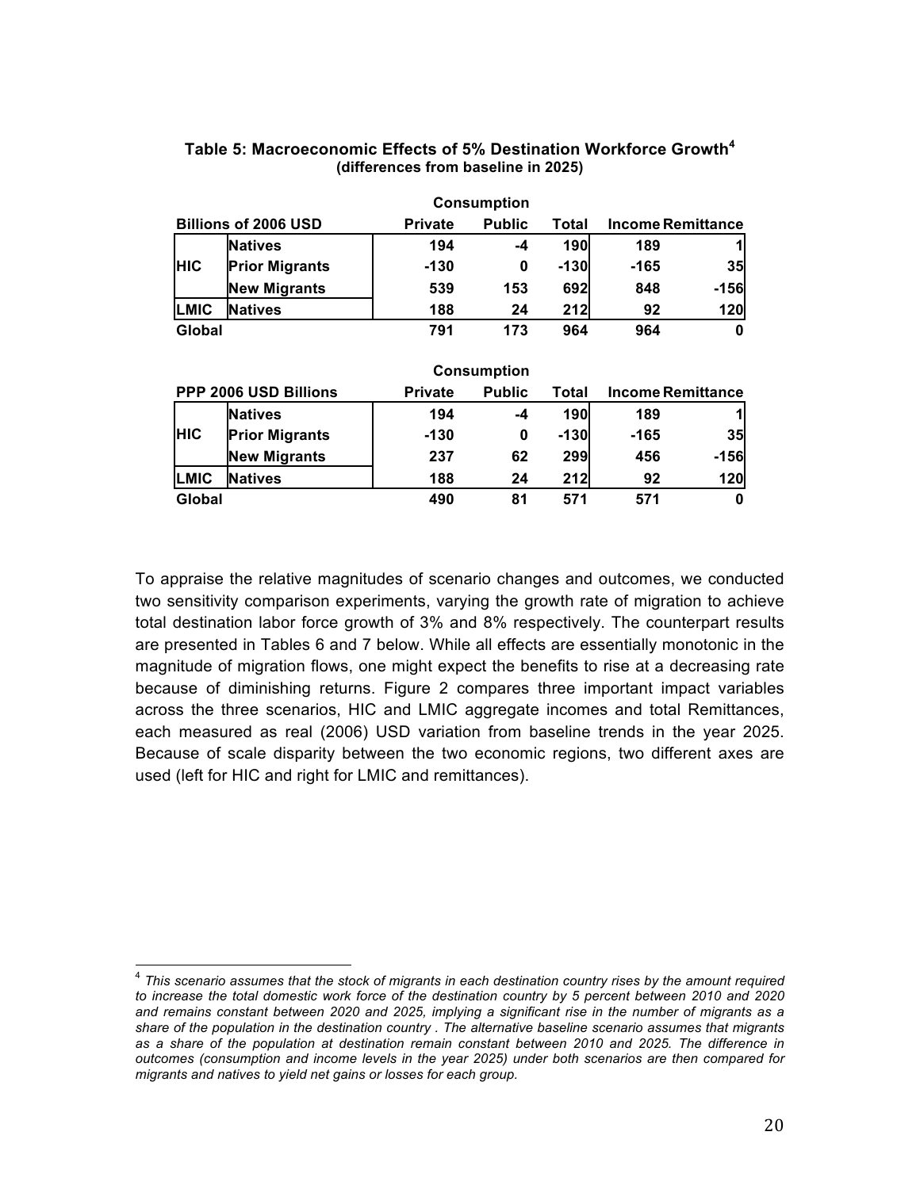**Table 5: Macroeconomic Effects of 5% Destination Workforce Growth[4]**
**(differences from baseline in 2025)**

| | | Consumption | | | | |
|---|---|---|---|---|---|---|
| **Billions of 2006 USD** | | **Private** | **Public** | **Total** | **Income** | **Remittance** |
| **HIC** | **Natives** | 194 | -4 | 190 | 189 | 1 |
| | **Prior Migrants** | -130 | 0 | -130 | -165 | 35 |
| | **New Migrants** | 539 | 153 | 692 | 848 | -156 |
| **LMIC** | **Natives** | 188 | 24 | 212 | 92 | 120 |
| **Global** | | 791 | 173 | 964 | 964 | 0 |

| | | Consumption | | | | |
|---|---|---|---|---|---|---|
| **PPP 2006 USD Billions** | | **Private** | **Public** | **Total** | **Income** | **Remittance** |
| **HIC** | **Natives** | 194 | -4 | 190 | 189 | 1 |
| | **Prior Migrants** | -130 | 0 | -130 | -165 | 35 |
| | **New Migrants** | 237 | 62 | 299 | 456 | -156 |
| **LMIC** | **Natives** | 188 | 24 | 212 | 92 | 120 |
| **Global** | | 490 | 81 | 571 | 571 | 0 |

To appraise the relative magnitudes of scenario changes and outcomes, we conducted two sensitivity comparison experiments, varying the growth rate of migration to achieve total destination labor force growth of 3% and 8% respectively. The counterpart results are presented in Tables 6 and 7 below. While all effects are essentially monotonic in the magnitude of migration flows, one might expect the benefits to rise at a decreasing rate because of diminishing returns. Figure 2 compares three important impact variables across the three scenarios, HIC and LMIC aggregate incomes and total Remittances, each measured as real (2006) USD variation from baseline trends in the year 2025. Because of scale disparity between the two economic regions, two different axes are used (left for HIC and right for LMIC and remittances).

[4] *This scenario assumes that the stock of migrants in each destination country rises by the amount required to increase the total domestic work force of the destination country by 5 percent between 2010 and 2020 and remains constant between 2020 and 2025, implying a significant rise in the number of migrants as a share of the population in the destination country . The alternative baseline scenario assumes that migrants as a share of the population at destination remain constant between 2010 and 2025. The difference in outcomes (consumption and income levels in the year 2025) under both scenarios are then compared for migrants and natives to yield net gains or losses for each group.*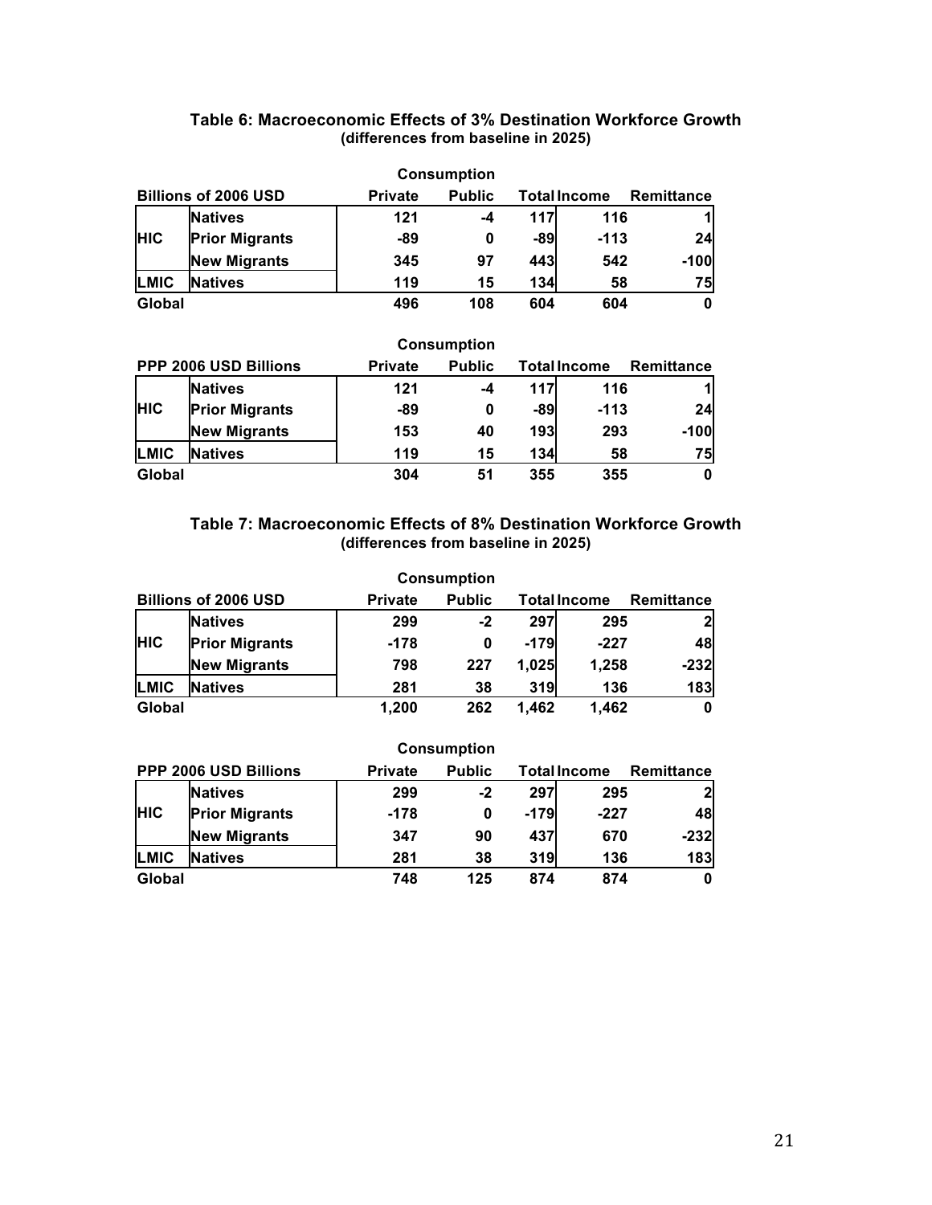## Table 6: Macroeconomic Effects of 3% Destination Workforce Growth
**(differences from baseline in 2025)**

| Billions of 2006 USD | | Consumption Private | Consumption Public | Consumption Total | Income | Remittance |
|---|---|---|---|---|---|---|
| HIC | Natives | 121 | -4 | 117 | 116 | 1 |
| | Prior Migrants | -89 | 0 | -89 | -113 | 24 |
| | New Migrants | 345 | 97 | 443 | 542 | -100 |
| LMIC | Natives | 119 | 15 | 134 | 58 | 75 |
| Global | | 496 | 108 | 604 | 604 | 0 |

| PPP 2006 USD Billions | | Consumption Private | Consumption Public | Consumption Total | Income | Remittance |
|---|---|---|---|---|---|---|
| HIC | Natives | 121 | -4 | 117 | 116 | 1 |
| | Prior Migrants | -89 | 0 | -89 | -113 | 24 |
| | New Migrants | 153 | 40 | 193 | 293 | -100 |
| LMIC | Natives | 119 | 15 | 134 | 58 | 75 |
| Global | | 304 | 51 | 355 | 355 | 0 |

## Table 7: Macroeconomic Effects of 8% Destination Workforce Growth
**(differences from baseline in 2025)**

| Billions of 2006 USD | | Consumption Private | Consumption Public | Consumption Total | Income | Remittance |
|---|---|---|---|---|---|---|
| HIC | Natives | 299 | -2 | 297 | 295 | 2 |
| | Prior Migrants | -178 | 0 | -179 | -227 | 48 |
| | New Migrants | 798 | 227 | 1,025 | 1,258 | -232 |
| LMIC | Natives | 281 | 38 | 319 | 136 | 183 |
| Global | | 1,200 | 262 | 1,462 | 1,462 | 0 |

| PPP 2006 USD Billions | | Consumption Private | Consumption Public | Consumption Total | Income | Remittance |
|---|---|---|---|---|---|---|
| HIC | Natives | 299 | -2 | 297 | 295 | 2 |
| | Prior Migrants | -178 | 0 | -179 | -227 | 48 |
| | New Migrants | 347 | 90 | 437 | 670 | -232 |
| LMIC | Natives | 281 | 38 | 319 | 136 | 183 |
| Global | | 748 | 125 | 874 | 874 | 0 |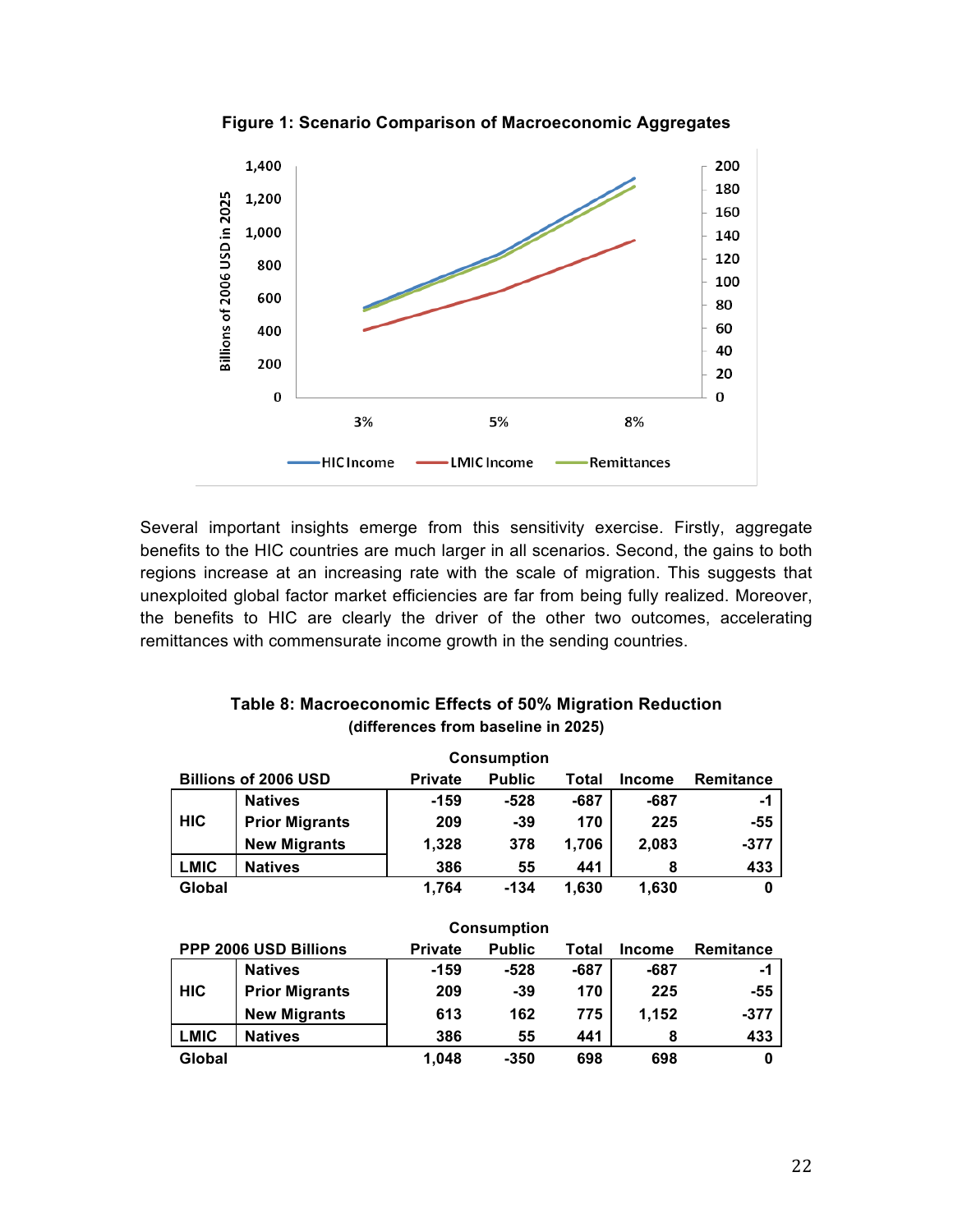**Figure 1: Scenario Comparison of Macroeconomic Aggregates**

Several important insights emerge from this sensitivity exercise. Firstly, aggregate benefits to the HIC countries are much larger in all scenarios. Second, the gains to both regions increase at an increasing rate with the scale of migration. This suggests that unexploited global factor market efficiencies are far from being fully realized. Moreover, the benefits to HIC are clearly the driver of the other two outcomes, accelerating remittances with commensurate income growth in the sending countries.

**Table 8: Macroeconomic Effects of 50% Migration Reduction**
**(differences from baseline in 2025)**

| Billions of 2006 USD | | Consumption | | | | |
|---|---|---|---|---|---|---|
| | | Private | Public | Total | Income | Remitance |
| HIC | Natives | -159 | -528 | -687 | -687 | -1 |
| | Prior Migrants | 209 | -39 | 170 | 225 | -55 |
| | New Migrants | 1,328 | 378 | 1,706 | 2,083 | -377 |
| LMIC | Natives | 386 | 55 | 441 | 8 | 433 |
| Global | | 1,764 | -134 | 1,630 | 1,630 | 0 |

| PPP 2006 USD Billions | | Consumption | | | | |
|---|---|---|---|---|---|---|
| | | Private | Public | Total | Income | Remitance |
| HIC | Natives | -159 | -528 | -687 | -687 | -1 |
| | Prior Migrants | 209 | -39 | 170 | 225 | -55 |
| | New Migrants | 613 | 162 | 775 | 1,152 | -377 |
| LMIC | Natives | 386 | 55 | 441 | 8 | 433 |
| Global | | 1,048 | -350 | 698 | 698 | 0 |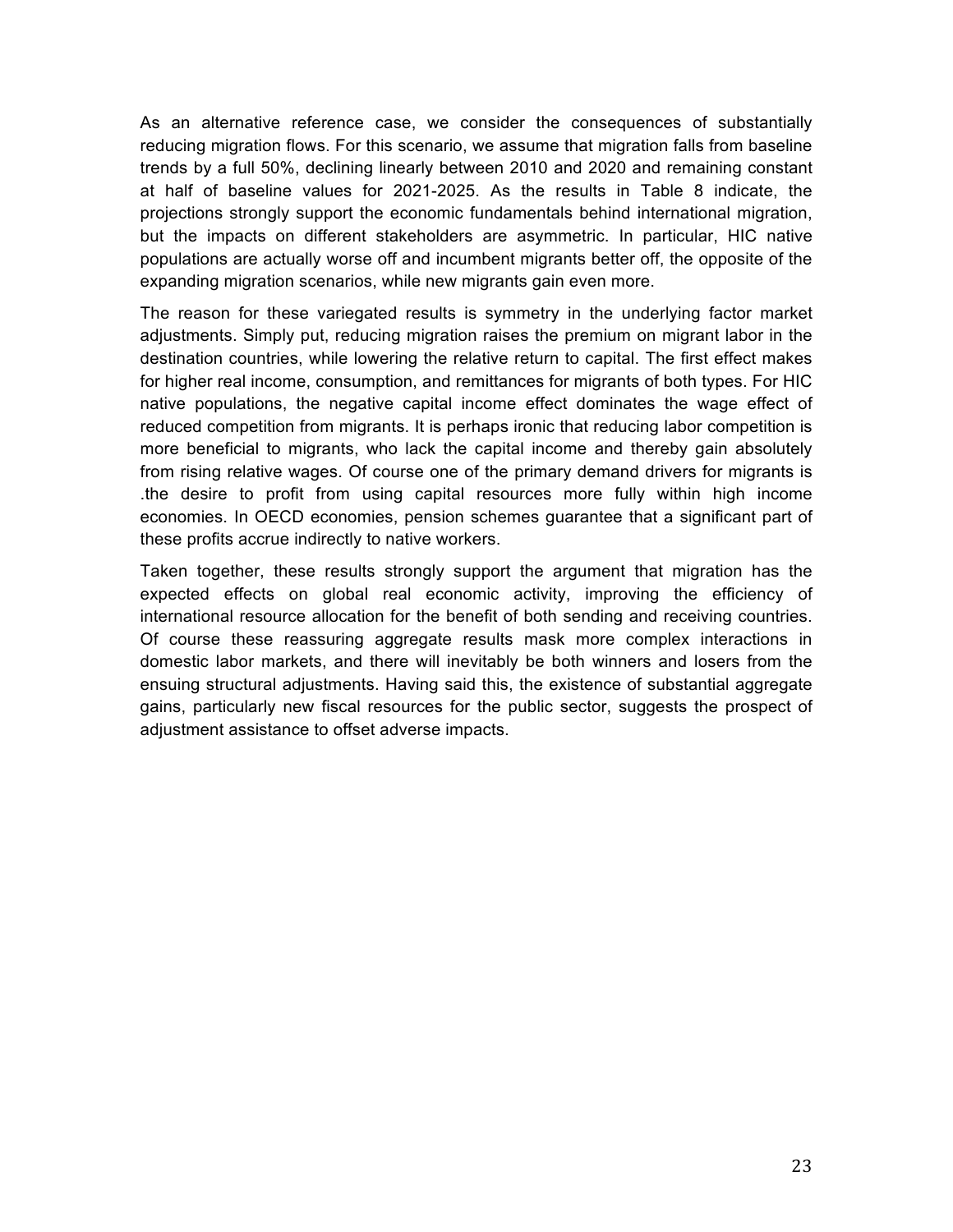As an alternative reference case, we consider the consequences of substantially reducing migration flows. For this scenario, we assume that migration falls from baseline trends by a full 50%, declining linearly between 2010 and 2020 and remaining constant at half of baseline values for 2021-2025. As the results in Table 8 indicate, the projections strongly support the economic fundamentals behind international migration, but the impacts on different stakeholders are asymmetric. In particular, HIC native populations are actually worse off and incumbent migrants better off, the opposite of the expanding migration scenarios, while new migrants gain even more.

The reason for these variegated results is symmetry in the underlying factor market adjustments. Simply put, reducing migration raises the premium on migrant labor in the destination countries, while lowering the relative return to capital. The first effect makes for higher real income, consumption, and remittances for migrants of both types. For HIC native populations, the negative capital income effect dominates the wage effect of reduced competition from migrants. It is perhaps ironic that reducing labor competition is more beneficial to migrants, who lack the capital income and thereby gain absolutely from rising relative wages. Of course one of the primary demand drivers for migrants is .the desire to profit from using capital resources more fully within high income economies. In OECD economies, pension schemes guarantee that a significant part of these profits accrue indirectly to native workers.

Taken together, these results strongly support the argument that migration has the expected effects on global real economic activity, improving the efficiency of international resource allocation for the benefit of both sending and receiving countries. Of course these reassuring aggregate results mask more complex interactions in domestic labor markets, and there will inevitably be both winners and losers from the ensuing structural adjustments. Having said this, the existence of substantial aggregate gains, particularly new fiscal resources for the public sector, suggests the prospect of adjustment assistance to offset adverse impacts.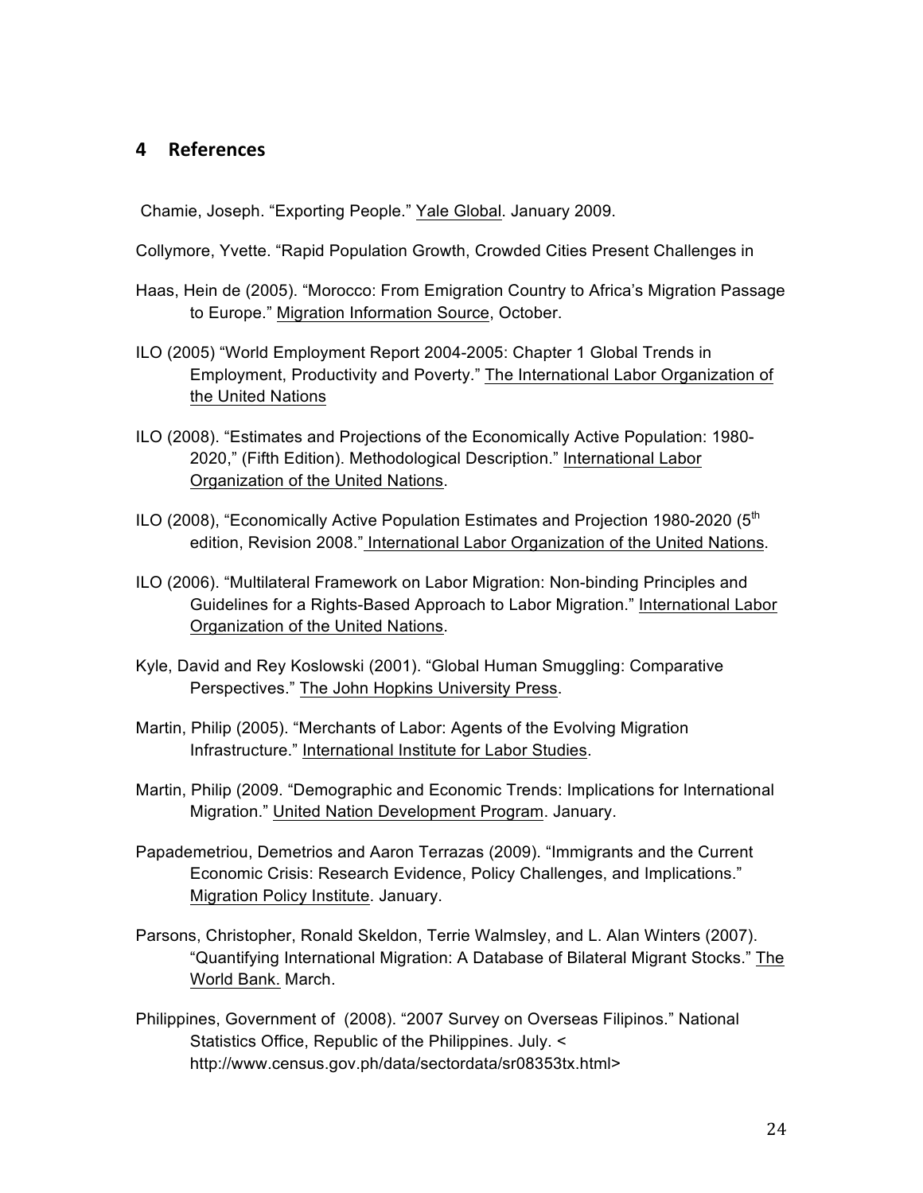## 4 References

Chamie, Joseph. "Exporting People." Yale Global. January 2009.

Collymore, Yvette. "Rapid Population Growth, Crowded Cities Present Challenges in

Haas, Hein de (2005). "Morocco: From Emigration Country to Africa's Migration Passage to Europe." Migration Information Source, October.

ILO (2005) "World Employment Report 2004-2005: Chapter 1 Global Trends in Employment, Productivity and Poverty." The International Labor Organization of the United Nations

ILO (2008). "Estimates and Projections of the Economically Active Population: 1980-2020," (Fifth Edition). Methodological Description." International Labor Organization of the United Nations.

ILO (2008), "Economically Active Population Estimates and Projection 1980-2020 (5th edition, Revision 2008." International Labor Organization of the United Nations.

ILO (2006). "Multilateral Framework on Labor Migration: Non-binding Principles and Guidelines for a Rights-Based Approach to Labor Migration." International Labor Organization of the United Nations.

Kyle, David and Rey Koslowski (2001). "Global Human Smuggling: Comparative Perspectives." The John Hopkins University Press.

Martin, Philip (2005). "Merchants of Labor: Agents of the Evolving Migration Infrastructure." International Institute for Labor Studies.

Martin, Philip (2009. "Demographic and Economic Trends: Implications for International Migration." United Nation Development Program. January.

Papademetriou, Demetrios and Aaron Terrazas (2009). "Immigrants and the Current Economic Crisis: Research Evidence, Policy Challenges, and Implications." Migration Policy Institute. January.

Parsons, Christopher, Ronald Skeldon, Terrie Walmsley, and L. Alan Winters (2007). "Quantifying International Migration: A Database of Bilateral Migrant Stocks." The World Bank. March.

Philippines, Government of (2008). "2007 Survey on Overseas Filipinos." National Statistics Office, Republic of the Philippines. July. < http://www.census.gov.ph/data/sectordata/sr08353tx.html>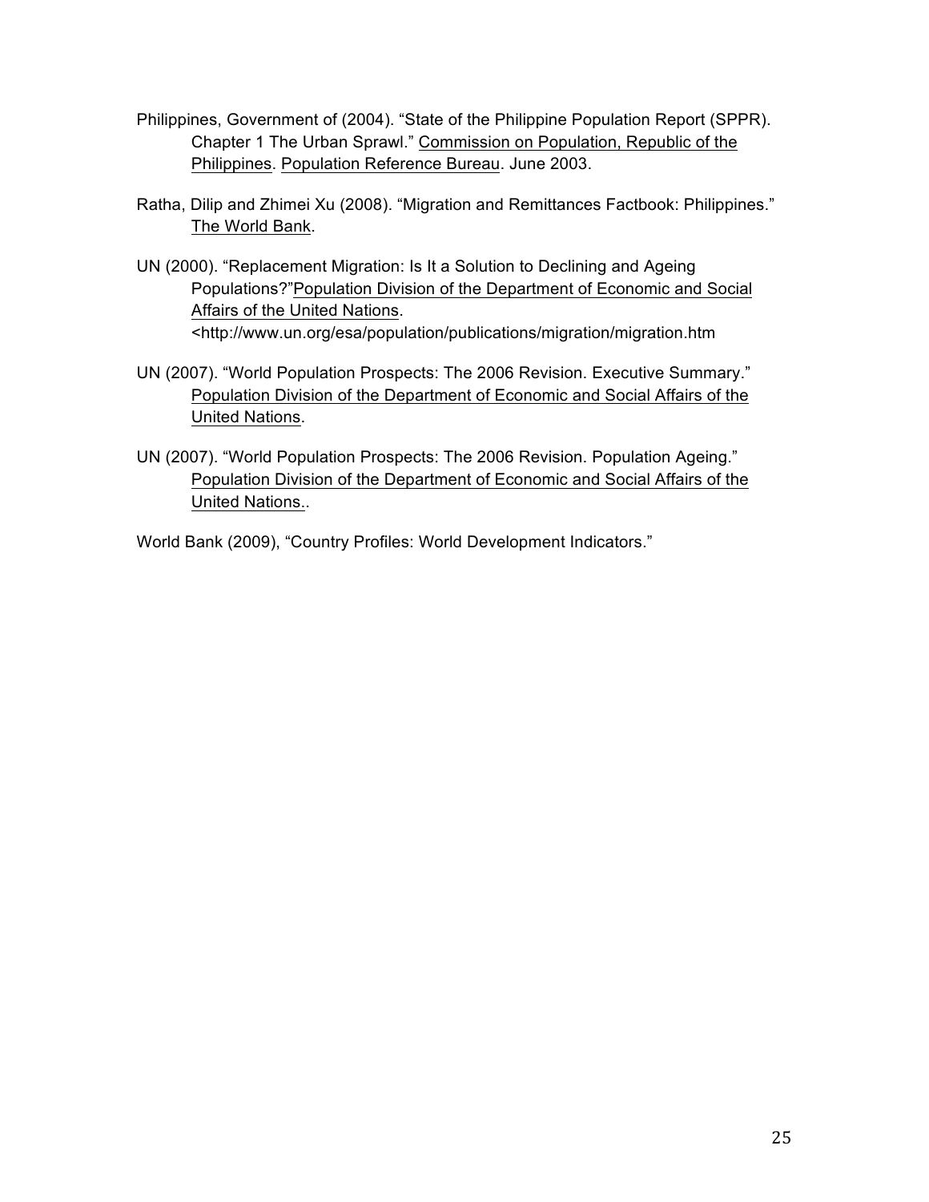Philippines, Government of (2004). “State of the Philippine Population Report (SPPR). Chapter 1 The Urban Sprawl.” Commission on Population, Republic of the Philippines. Population Reference Bureau. June 2003.

Ratha, Dilip and Zhimei Xu (2008). “Migration and Remittances Factbook: Philippines.” The World Bank.

UN (2000). “Replacement Migration: Is It a Solution to Declining and Ageing Populations?”Population Division of the Department of Economic and Social Affairs of the United Nations. <http://www.un.org/esa/population/publications/migration/migration.htm

UN (2007). “World Population Prospects: The 2006 Revision. Executive Summary.” Population Division of the Department of Economic and Social Affairs of the United Nations.

UN (2007). “World Population Prospects: The 2006 Revision. Population Ageing.” Population Division of the Department of Economic and Social Affairs of the United Nations..

World Bank (2009), “Country Profiles: World Development Indicators.”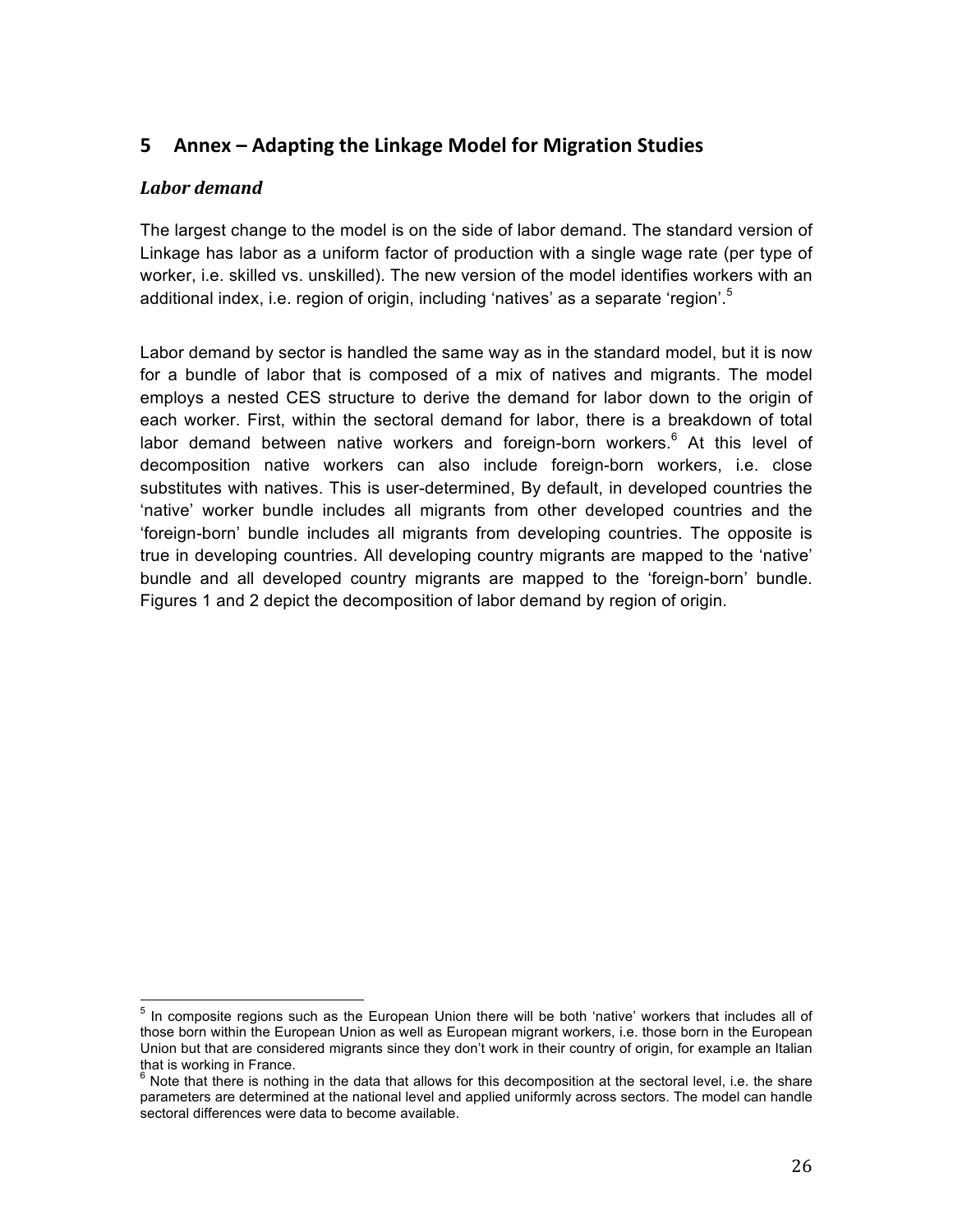## 5 Annex – Adapting the Linkage Model for Migration Studies

### *Labor demand*

The largest change to the model is on the side of labor demand. The standard version of Linkage has labor as a uniform factor of production with a single wage rate (per type of worker, i.e. skilled vs. unskilled). The new version of the model identifies workers with an additional index, i.e. region of origin, including 'natives' as a separate 'region'.[5]

Labor demand by sector is handled the same way as in the standard model, but it is now for a bundle of labor that is composed of a mix of natives and migrants. The model employs a nested CES structure to derive the demand for labor down to the origin of each worker. First, within the sectoral demand for labor, there is a breakdown of total labor demand between native workers and foreign-born workers.[6] At this level of decomposition native workers can also include foreign-born workers, i.e. close substitutes with natives. This is user-determined, By default, in developed countries the 'native' worker bundle includes all migrants from other developed countries and the 'foreign-born' bundle includes all migrants from developing countries. The opposite is true in developing countries. All developing country migrants are mapped to the 'native' bundle and all developed country migrants are mapped to the 'foreign-born' bundle. Figures 1 and 2 depict the decomposition of labor demand by region of origin.

---

[5] In composite regions such as the European Union there will be both 'native' workers that includes all of those born within the European Union as well as European migrant workers, i.e. those born in the European Union but that are considered migrants since they don't work in their country of origin, for example an Italian that is working in France.

[6] Note that there is nothing in the data that allows for this decomposition at the sectoral level, i.e. the share parameters are determined at the national level and applied uniformly across sectors. The model can handle sectoral differences were data to become available.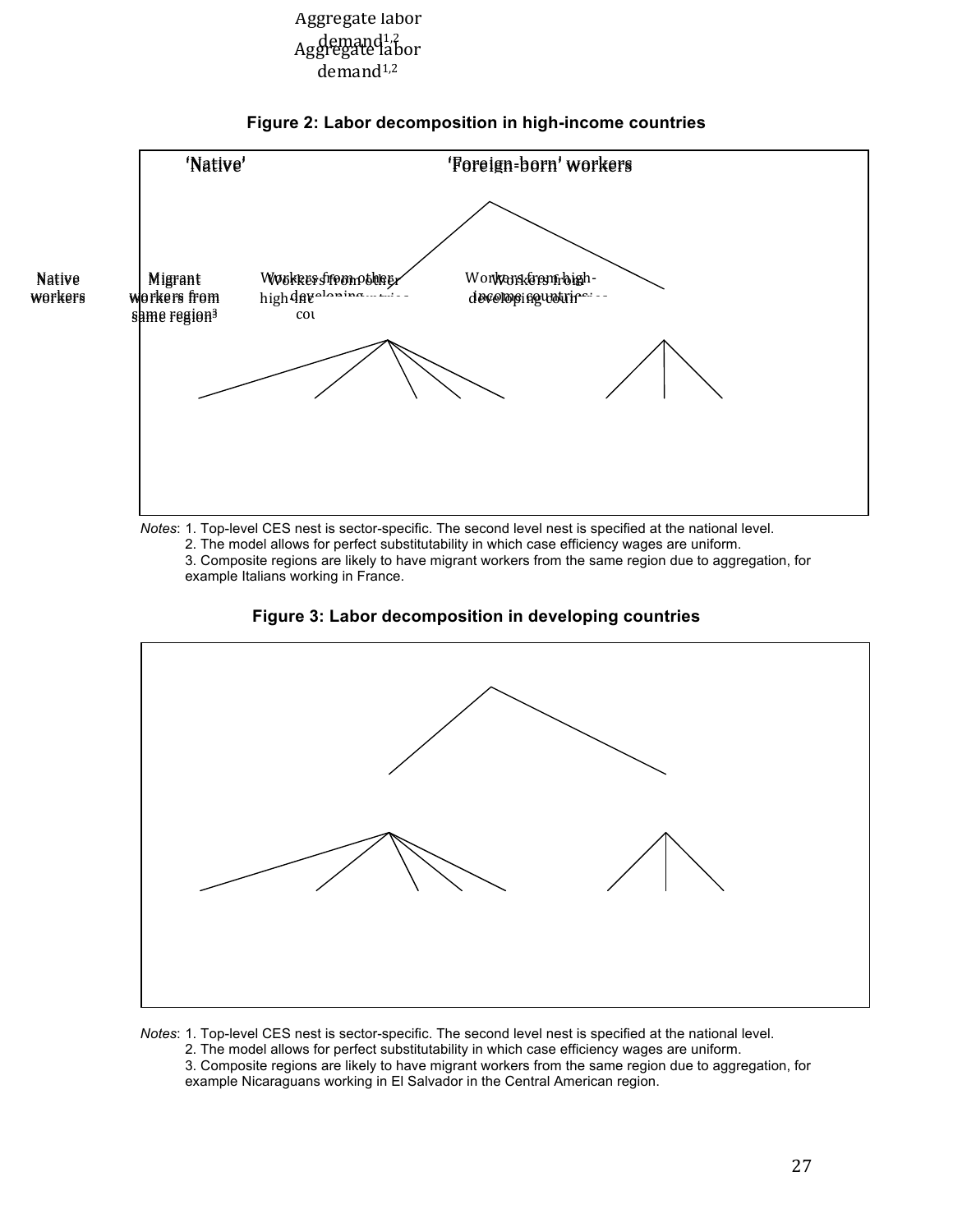Aggregate labor demand[1,2]

**Figure 2: Labor decomposition in high-income countries**

'Native' — 'Foreign-born' workers

Native workers — Migrant workers from same region[3] — Workers from other high-income countries — Workers from developing countries

*Notes*: 1. Top-level CES nest is sector-specific. The second level nest is specified at the national level.
2. The model allows for perfect substitutability in which case efficiency wages are uniform.
3. Composite regions are likely to have migrant workers from the same region due to aggregation, for example Italians working in France.

**Figure 3: Labor decomposition in developing countries**

*Notes*: 1. Top-level CES nest is sector-specific. The second level nest is specified at the national level.
2. The model allows for perfect substitutability in which case efficiency wages are uniform.
3. Composite regions are likely to have migrant workers from the same region due to aggregation, for example Nicaraguans working in El Salvador in the Central American region.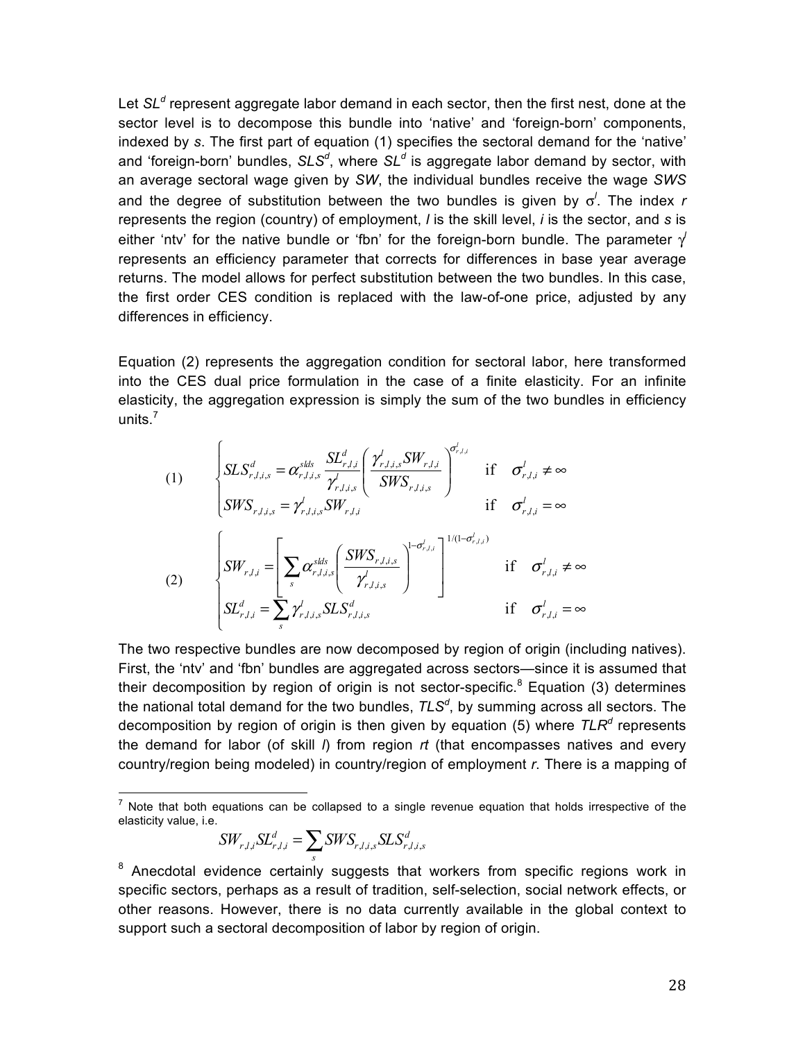Let $SL^d$ represent aggregate labor demand in each sector, then the first nest, done at the sector level is to decompose this bundle into 'native' and 'foreign-born' components, indexed by *s*. The first part of equation (1) specifies the sectoral demand for the 'native' and 'foreign-born' bundles, $SLS^d$, where $SL^d$ is aggregate labor demand by sector, with an average sectoral wage given by *SW*, the individual bundles receive the wage *SWS* and the degree of substitution between the two bundles is given by $\sigma^l$. The index *r* represents the region (country) of employment, *l* is the skill level, *i* is the sector, and *s* is either 'ntv' for the native bundle or 'fbn' for the foreign-born bundle. The parameter $\gamma^l$ represents an efficiency parameter that corrects for differences in base year average returns. The model allows for perfect substitution between the two bundles. In this case, the first order CES condition is replaced with the law-of-one price, adjusted by any differences in efficiency.

Equation (2) represents the aggregation condition for sectoral labor, here transformed into the CES dual price formulation in the case of a finite elasticity. For an infinite elasticity, the aggregation expression is simply the sum of the two bundles in efficiency units.[7]

$$
(1) \qquad \begin{cases} SLS^d_{r,l,i,s} = \alpha^{slds}_{r,l,i,s} \dfrac{SL^d_{r,l,i}}{\gamma^l_{r,l,i,s}} \left( \dfrac{\gamma^l_{r,l,i,s} SW_{r,l,i}}{SWS_{r,l,i,s}} \right)^{\sigma^l_{r,l,i}} & \text{if} \quad \sigma^l_{r,l,i} \neq \infty \\ SWS_{r,l,i,s} = \gamma^l_{r,l,i,s} SW_{r,l,i} & \text{if} \quad \sigma^l_{r,l,i} = \infty \end{cases}
$$

$$
(2) \qquad \begin{cases} SW_{r,l,i} = \left[ \displaystyle\sum_s \alpha^{slds}_{r,l,i,s} \left( \dfrac{SWS_{r,l,i,s}}{\gamma^l_{r,l,i,s}} \right)^{1-\sigma^l_{r,l,i}} \right]^{1/(1-\sigma^l_{r,l,i})} & \text{if} \quad \sigma^l_{r,l,i} \neq \infty \\ SL^d_{r,l,i} = \displaystyle\sum_s \gamma^l_{r,l,i,s} SLS^d_{r,l,i,s} & \text{if} \quad \sigma^l_{r,l,i} = \infty \end{cases}
$$

The two respective bundles are now decomposed by region of origin (including natives). First, the 'ntv' and 'fbn' bundles are aggregated across sectors—since it is assumed that their decomposition by region of origin is not sector-specific.[8] Equation (3) determines the national total demand for the two bundles, $TLS^d$, by summing across all sectors. The decomposition by region of origin is then given by equation (5) where $TLR^d$ represents the demand for labor (of skill *l*) from region *rt* (that encompasses natives and every country/region being modeled) in country/region of employment *r*. There is a mapping of

---

[7] Note that both equations can be collapsed to a single revenue equation that holds irrespective of the elasticity value, i.e.

$$
SW_{r,l,i} SL^d_{r,l,i} = \sum_s SWS_{r,l,i,s} SLS^d_{r,l,i,s}
$$

[8] Anecdotal evidence certainly suggests that workers from specific regions work in specific sectors, perhaps as a result of tradition, self-selection, social network effects, or other reasons. However, there is no data currently available in the global context to support such a sectoral decomposition of labor by region of origin.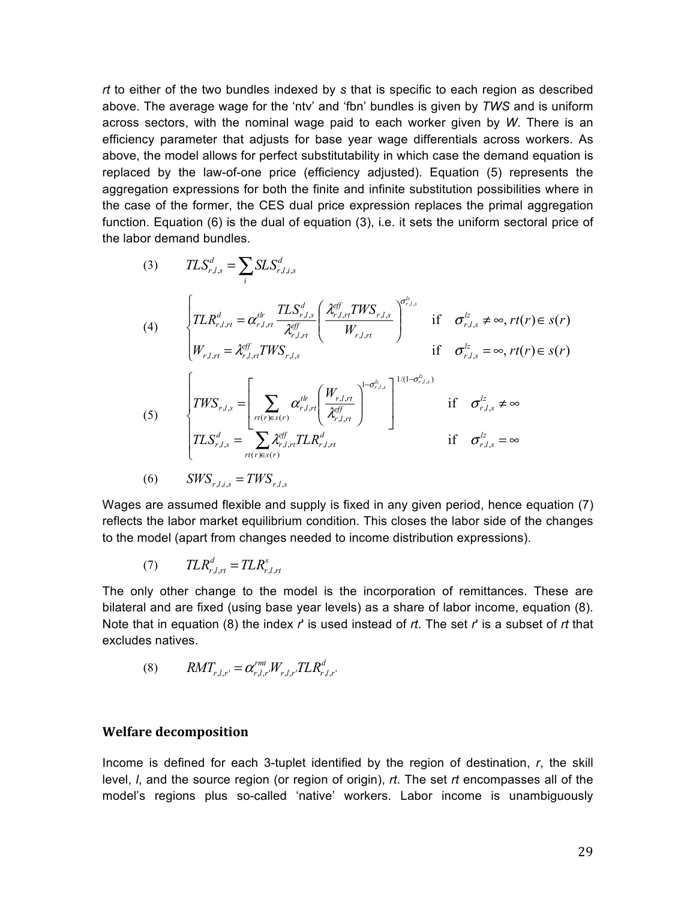*rt* to either of the two bundles indexed by *s* that is specific to each region as described above. The average wage for the 'ntv' and 'fbn' bundles is given by *TWS* and is uniform across sectors, with the nominal wage paid to each worker given by *W*. There is an efficiency parameter that adjusts for base year wage differentials across workers. As above, the model allows for perfect substitutability in which case the demand equation is replaced by the law-of-one price (efficiency adjusted). Equation (5) represents the aggregation expressions for both the finite and infinite substitution possibilities where in the case of the former, the CES dual price expression replaces the primal aggregation function. Equation (6) is the dual of equation (3), i.e. it sets the uniform sectoral price of the labor demand bundles.

$$(3) \qquad TLS^d_{r,l,s} = \sum_i SLS^d_{r,l,i,s}$$

$$(4) \qquad \begin{cases} TLR^d_{r,l,rt} = \alpha^{tlr}_{r,l,rt} \dfrac{TLS^d_{r,l,s}}{\lambda^{eff}_{r,l,rt}} \left( \dfrac{\lambda^{eff}_{r,l,rt} TWS_{r,l,s}}{W_{r,l,rt}} \right)^{\sigma^{lz}_{r,l,s}} & \text{if} \quad \sigma^{lz}_{r,l,s} \neq \infty, rt(r) \in s(r) \\ W_{r,l,rt} = \lambda^{eff}_{r,l,rt} TWS_{r,l,s} & \text{if} \quad \sigma^{lz}_{r,l,s} = \infty, rt(r) \in s(r) \end{cases}$$

$$(5) \qquad \begin{cases} TWS_{r,l,s} = \left[ \displaystyle\sum_{rt(r)\in s(r)} \alpha^{tlr}_{r,l,rt} \left( \dfrac{W_{r,l,rt}}{\lambda^{eff}_{r,l,rt}} \right)^{1-\sigma^{lz}_{r,l,s}} \right]^{1/(1-\sigma^{lz}_{r,l,s})} & \text{if} \quad \sigma^{lz}_{r,l,s} \neq \infty \\ TLS^d_{r,l,s} = \displaystyle\sum_{rt(r)\in s(r)} \lambda^{eff}_{r,l,rt} TLR^d_{r,l,rt} & \text{if} \quad \sigma^{lz}_{r,l,s} = \infty \end{cases}$$

$$(6) \qquad SWS_{r,l,i,s} = TWS_{r,l,s}$$

Wages are assumed flexible and supply is fixed in any given period, hence equation (7) reflects the labor market equilibrium condition. This closes the labor side of the changes to the model (apart from changes needed to income distribution expressions).

$$(7) \qquad TLR^d_{r,l,rt} = TLR^s_{r,l,rt}$$

The only other change to the model is the incorporation of remittances. These are bilateral and are fixed (using base year levels) as a share of labor income, equation (8). Note that in equation (8) the index *r*' is used instead of *rt*. The set *r*' is a subset of *rt* that excludes natives.

$$(8) \qquad RMT_{r,l,r'} = \alpha^{rmt}_{r,l,r'} W_{r,l,r'} TLR^d_{r,l,r'}$$

## Welfare decomposition

Income is defined for each 3-tuplet identified by the region of destination, *r*, the skill level, *l*, and the source region (or region of origin), *rt*. The set *rt* encompasses all of the model's regions plus so-called 'native' workers. Labor income is unambiguously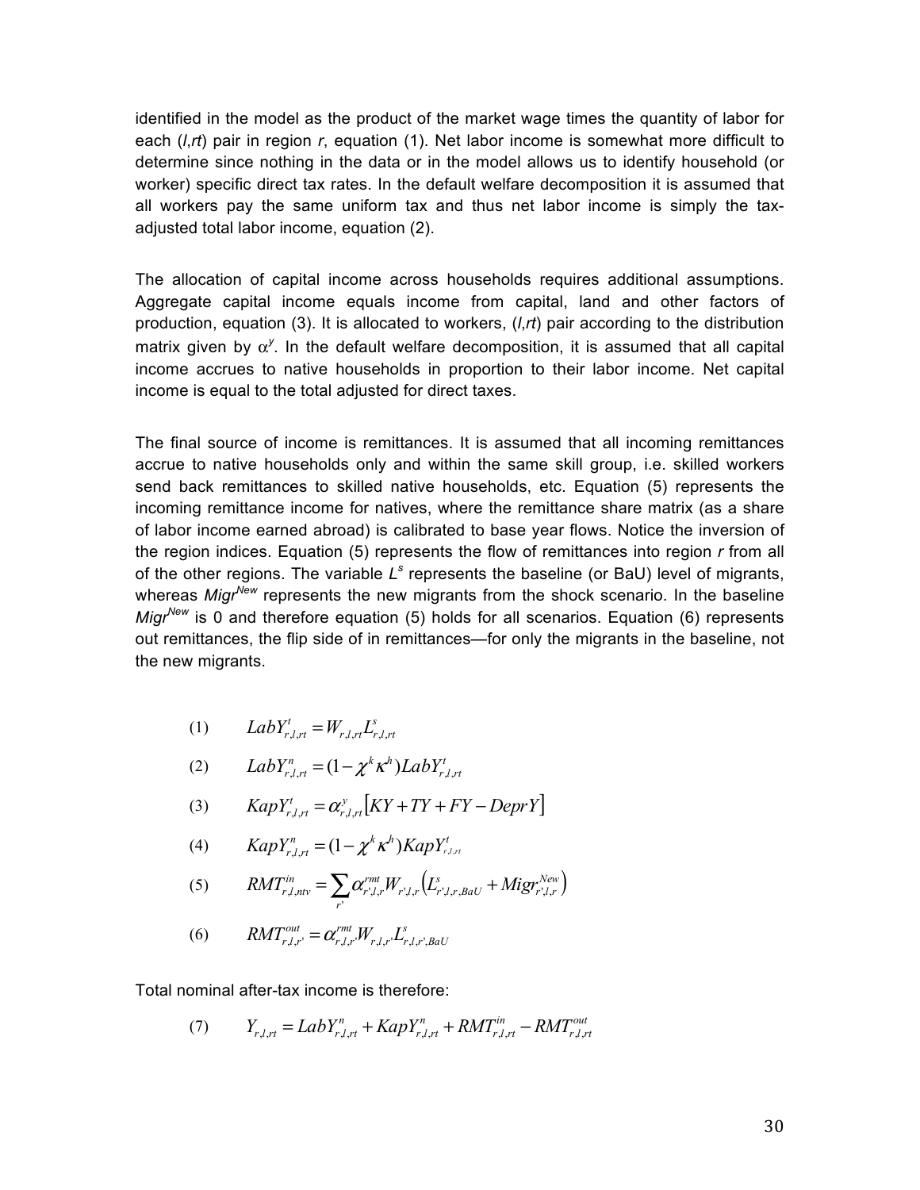identified in the model as the product of the market wage times the quantity of labor for each ($l$,$rt$) pair in region $r$, equation (1). Net labor income is somewhat more difficult to determine since nothing in the data or in the model allows us to identify household (or worker) specific direct tax rates. In the default welfare decomposition it is assumed that all workers pay the same uniform tax and thus net labor income is simply the tax-adjusted total labor income, equation (2).

The allocation of capital income across households requires additional assumptions. Aggregate capital income equals income from capital, land and other factors of production, equation (3). It is allocated to workers, ($l$,$rt$) pair according to the distribution matrix given by $\alpha^y$. In the default welfare decomposition, it is assumed that all capital income accrues to native households in proportion to their labor income. Net capital income is equal to the total adjusted for direct taxes.

The final source of income is remittances. It is assumed that all incoming remittances accrue to native households only and within the same skill group, i.e. skilled workers send back remittances to skilled native households, etc. Equation (5) represents the incoming remittance income for natives, where the remittance share matrix (as a share of labor income earned abroad) is calibrated to base year flows. Notice the inversion of the region indices. Equation (5) represents the flow of remittances into region $r$ from all of the other regions. The variable $L^s$ represents the baseline (or BaU) level of migrants, whereas $Migr^{New}$ represents the new migrants from the shock scenario. In the baseline $Migr^{New}$ is 0 and therefore equation (5) holds for all scenarios. Equation (6) represents out remittances, the flip side of in remittances—for only the migrants in the baseline, not the new migrants.

$$(1) \qquad LabY^t_{r,l,rt} = W_{r,l,rt} L^s_{r,l,rt}$$

$$(2) \qquad LabY^n_{r,l,rt} = (1 - \chi^k \kappa^h) LabY^t_{r,l,rt}$$

$$(3) \qquad KapY^t_{r,l,rt} = \alpha^y_{r,l,rt} \left[ KY + TY + FY - DeprY \right]$$

$$(4) \qquad KapY^n_{r,l,rt} = (1 - \chi^k \kappa^h) KapY^t_{r,l,rt}$$

$$(5) \qquad RMT^{in}_{r,l,ntv} = \sum_{r'} \alpha^{rmt}_{r',l,r} W_{r',l,r} \left( L^s_{r',l,r,BaU} + Migr^{New}_{r',l,r} \right)$$

$$(6) \qquad RMT^{out}_{r,l,r'} = \alpha^{rmt}_{r,l,r'} W_{r,l,r'} L^s_{r,l,r',BaU}$$

Total nominal after-tax income is therefore:

$$(7) \qquad Y_{r,l,rt} = LabY^n_{r,l,rt} + KapY^n_{r,l,rt} + RMT^{in}_{r,l,rt} - RMT^{out}_{r,l,rt}$$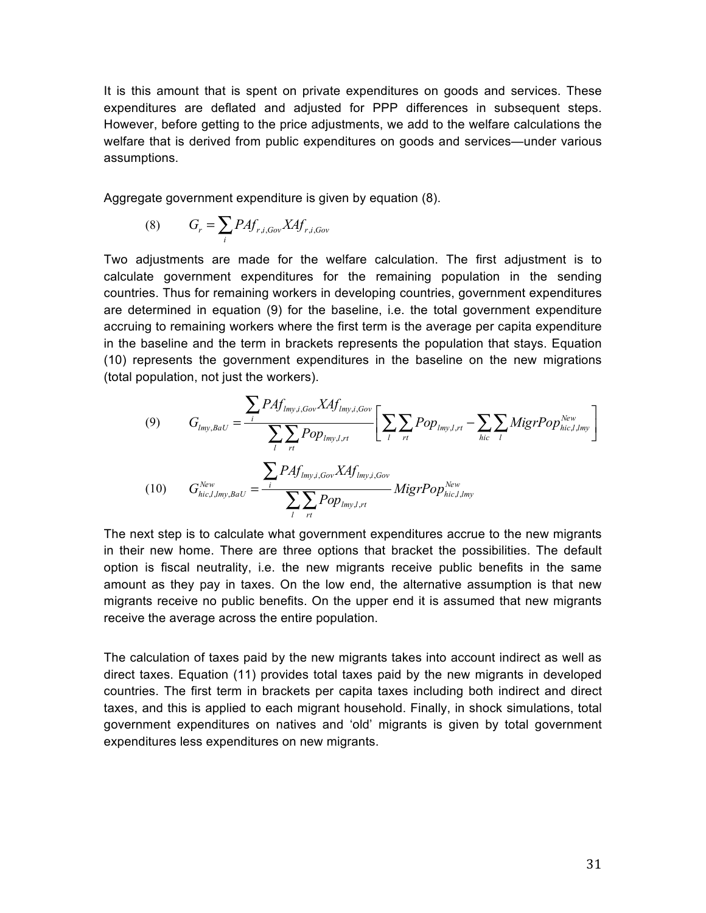It is this amount that is spent on private expenditures on goods and services. These expenditures are deflated and adjusted for PPP differences in subsequent steps. However, before getting to the price adjustments, we add to the welfare calculations the welfare that is derived from public expenditures on goods and services—under various assumptions.

Aggregate government expenditure is given by equation (8).

$$(8) \qquad G_r = \sum_i PAf_{r,i,Gov} XAf_{r,i,Gov}$$

Two adjustments are made for the welfare calculation. The first adjustment is to calculate government expenditures for the remaining population in the sending countries. Thus for remaining workers in developing countries, government expenditures are determined in equation (9) for the baseline, i.e. the total government expenditure accruing to remaining workers where the first term is the average per capita expenditure in the baseline and the term in brackets represents the population that stays. Equation (10) represents the government expenditures in the baseline on the new migrations (total population, not just the workers).

$$(9) \qquad G_{lmy,BaU} = \frac{\sum_i PAf_{lmy,i,Gov} XAf_{lmy,i,Gov}}{\sum_l \sum_{rt} Pop_{lmy,l,rt}} \left[ \sum_l \sum_{rt} Pop_{lmy,l,rt} - \sum_{hic} \sum_l MigrPop^{New}_{hic,l,lmy} \right]$$

$$(10) \qquad G^{New}_{hic,l,lmy,BaU} = \frac{\sum_i PAf_{lmy,i,Gov} XAf_{lmy,i,Gov}}{\sum_l \sum_{rt} Pop_{lmy,l,rt}} MigrPop^{New}_{hic,l,lmy}$$

The next step is to calculate what government expenditures accrue to the new migrants in their new home. There are three options that bracket the possibilities. The default option is fiscal neutrality, i.e. the new migrants receive public benefits in the same amount as they pay in taxes. On the low end, the alternative assumption is that new migrants receive no public benefits. On the upper end it is assumed that new migrants receive the average across the entire population.

The calculation of taxes paid by the new migrants takes into account indirect as well as direct taxes. Equation (11) provides total taxes paid by the new migrants in developed countries. The first term in brackets per capita taxes including both indirect and direct taxes, and this is applied to each migrant household. Finally, in shock simulations, total government expenditures on natives and 'old' migrants is given by total government expenditures less expenditures on new migrants.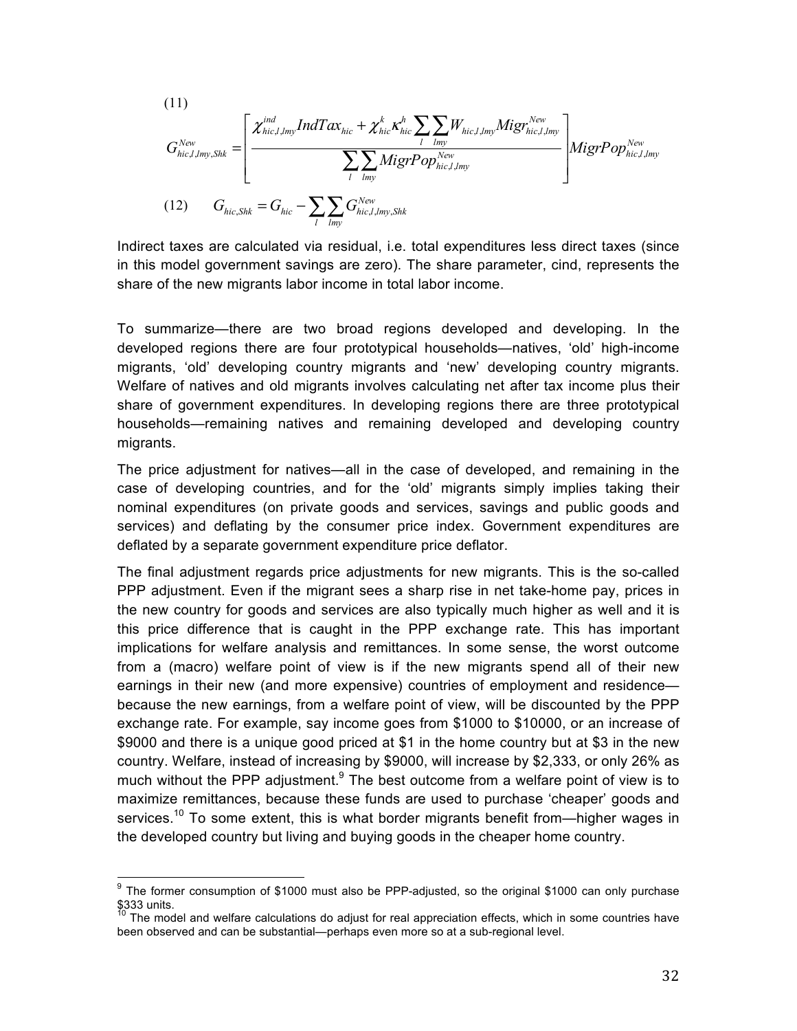(11)

$$G^{New}_{hic,l,lmy,Shk} = \left[ \frac{\chi^{ind}_{hic,l,lmy} IndTax_{hic} + \chi^{k}_{hic} \kappa^{h}_{hic} \sum_{l} \sum_{lmy} W_{hic,l,lmy} Migr^{New}_{hic,l,lmy}}{\sum_{l} \sum_{lmy} MigrPop^{New}_{hic,l,lmy}} \right] MigrPop^{New}_{hic,l,lmy}$$

(12) $$G_{hic,Shk} = G_{hic} - \sum_{l} \sum_{lmy} G^{New}_{hic,l,lmy,Shk}$$

Indirect taxes are calculated via residual, i.e. total expenditures less direct taxes (since in this model government savings are zero). The share parameter, cind, represents the share of the new migrants labor income in total labor income.

To summarize—there are two broad regions developed and developing. In the developed regions there are four prototypical households—natives, 'old' high-income migrants, 'old' developing country migrants and 'new' developing country migrants. Welfare of natives and old migrants involves calculating net after tax income plus their share of government expenditures. In developing regions there are three prototypical households—remaining natives and remaining developed and developing country migrants.

The price adjustment for natives—all in the case of developed, and remaining in the case of developing countries, and for the 'old' migrants simply implies taking their nominal expenditures (on private goods and services, savings and public goods and services) and deflating by the consumer price index. Government expenditures are deflated by a separate government expenditure price deflator.

The final adjustment regards price adjustments for new migrants. This is the so-called PPP adjustment. Even if the migrant sees a sharp rise in net take-home pay, prices in the new country for goods and services are also typically much higher as well and it is this price difference that is caught in the PPP exchange rate. This has important implications for welfare analysis and remittances. In some sense, the worst outcome from a (macro) welfare point of view is if the new migrants spend all of their new earnings in their new (and more expensive) countries of employment and residence—because the new earnings, from a welfare point of view, will be discounted by the PPP exchange rate. For example, say income goes from $1000 to $10000, or an increase of $9000 and there is a unique good priced at $1 in the home country but at $3 in the new country. Welfare, instead of increasing by $9000, will increase by $2,333, or only 26% as much without the PPP adjustment.[9] The best outcome from a welfare point of view is to maximize remittances, because these funds are used to purchase 'cheaper' goods and services.[10] To some extent, this is what border migrants benefit from—higher wages in the developed country but living and buying goods in the cheaper home country.

---

[9] The former consumption of $1000 must also be PPP-adjusted, so the original $1000 can only purchase $333 units.

[10] The model and welfare calculations do adjust for real appreciation effects, which in some countries have been observed and can be substantial—perhaps even more so at a sub-regional level.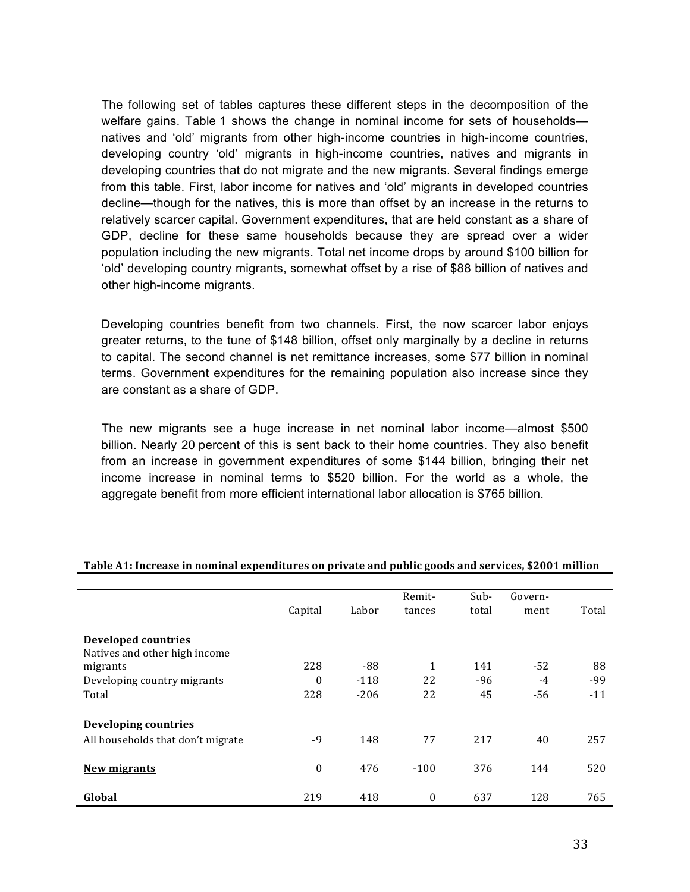The following set of tables captures these different steps in the decomposition of the welfare gains. Table 1 shows the change in nominal income for sets of households—natives and 'old' migrants from other high-income countries in high-income countries, developing country 'old' migrants in high-income countries, natives and migrants in developing countries that do not migrate and the new migrants. Several findings emerge from this table. First, labor income for natives and 'old' migrants in developed countries decline—though for the natives, this is more than offset by an increase in the returns to relatively scarcer capital. Government expenditures, that are held constant as a share of GDP, decline for these same households because they are spread over a wider population including the new migrants. Total net income drops by around $100 billion for 'old' developing country migrants, somewhat offset by a rise of $88 billion of natives and other high-income migrants.

Developing countries benefit from two channels. First, the now scarcer labor enjoys greater returns, to the tune of $148 billion, offset only marginally by a decline in returns to capital. The second channel is net remittance increases, some $77 billion in nominal terms. Government expenditures for the remaining population also increase since they are constant as a share of GDP.

The new migrants see a huge increase in net nominal labor income—almost $500 billion. Nearly 20 percent of this is sent back to their home countries. They also benefit from an increase in government expenditures of some $144 billion, bringing their net income increase in nominal terms to $520 billion. For the world as a whole, the aggregate benefit from more efficient international labor allocation is $765 billion.

**Table A1: Increase in nominal expenditures on private and public goods and services, $2001 million**

| | Capital | Labor | Remit-tances | Sub-total | Govern-ment | Total |
|---|---|---|---|---|---|---|
| **Developed countries** | | | | | | |
| Natives and other high income migrants | 228 | -88 | 1 | 141 | -52 | 88 |
| Developing country migrants | 0 | -118 | 22 | -96 | -4 | -99 |
| Total | 228 | -206 | 22 | 45 | -56 | -11 |
| **Developing countries** | | | | | | |
| All households that don't migrate | -9 | 148 | 77 | 217 | 40 | 257 |
| **New migrants** | 0 | 476 | -100 | 376 | 144 | 520 |
| **Global** | 219 | 418 | 0 | 637 | 128 | 765 |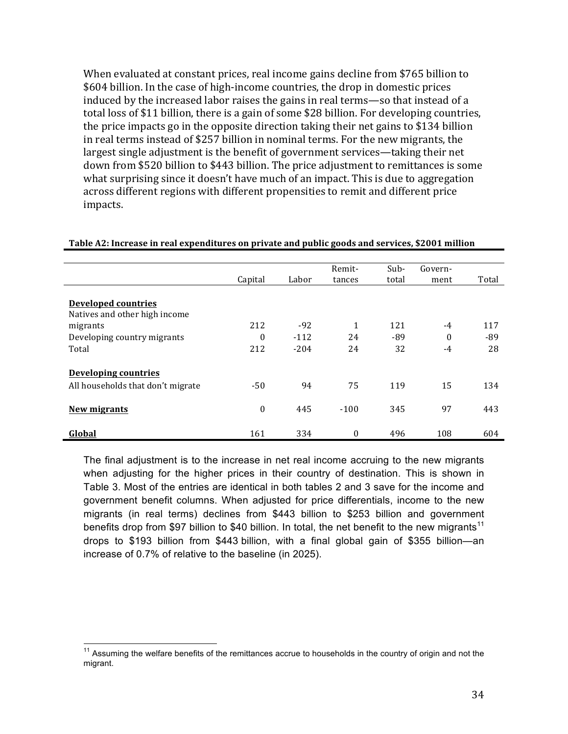When evaluated at constant prices, real income gains decline from $765 billion to $604 billion. In the case of high-income countries, the drop in domestic prices induced by the increased labor raises the gains in real terms—so that instead of a total loss of $11 billion, there is a gain of some $28 billion. For developing countries, the price impacts go in the opposite direction taking their net gains to $134 billion in real terms instead of $257 billion in nominal terms. For the new migrants, the largest single adjustment is the benefit of government services—taking their net down from $520 billion to $443 billion. The price adjustment to remittances is some what surprising since it doesn't have much of an impact. This is due to aggregation across different regions with different propensities to remit and different price impacts.

**Table A2: Increase in real expenditures on private and public goods and services, $2001 million**

| | Capital | Labor | Remit-tances | Sub-total | Govern-ment | Total |
|---|---|---|---|---|---|---|
| **Developed countries** | | | | | | |
| Natives and other high income migrants | 212 | -92 | 1 | 121 | -4 | 117 |
| Developing country migrants | 0 | -112 | 24 | -89 | 0 | -89 |
| Total | 212 | -204 | 24 | 32 | -4 | 28 |
| **Developing countries** | | | | | | |
| All households that don't migrate | -50 | 94 | 75 | 119 | 15 | 134 |
| **New migrants** | 0 | 445 | -100 | 345 | 97 | 443 |
| **Global** | 161 | 334 | 0 | 496 | 108 | 604 |

The final adjustment is to the increase in net real income accruing to the new migrants when adjusting for the higher prices in their country of destination. This is shown in Table 3. Most of the entries are identical in both tables 2 and 3 save for the income and government benefit columns. When adjusted for price differentials, income to the new migrants (in real terms) declines from $443 billion to $253 billion and government benefits drop from $97 billion to $40 billion. In total, the net benefit to the new migrants[11] drops to $193 billion from $443 billion, with a final global gain of $355 billion—an increase of 0.7% of relative to the baseline (in 2025).

[11] Assuming the welfare benefits of the remittances accrue to households in the country of origin and not the migrant.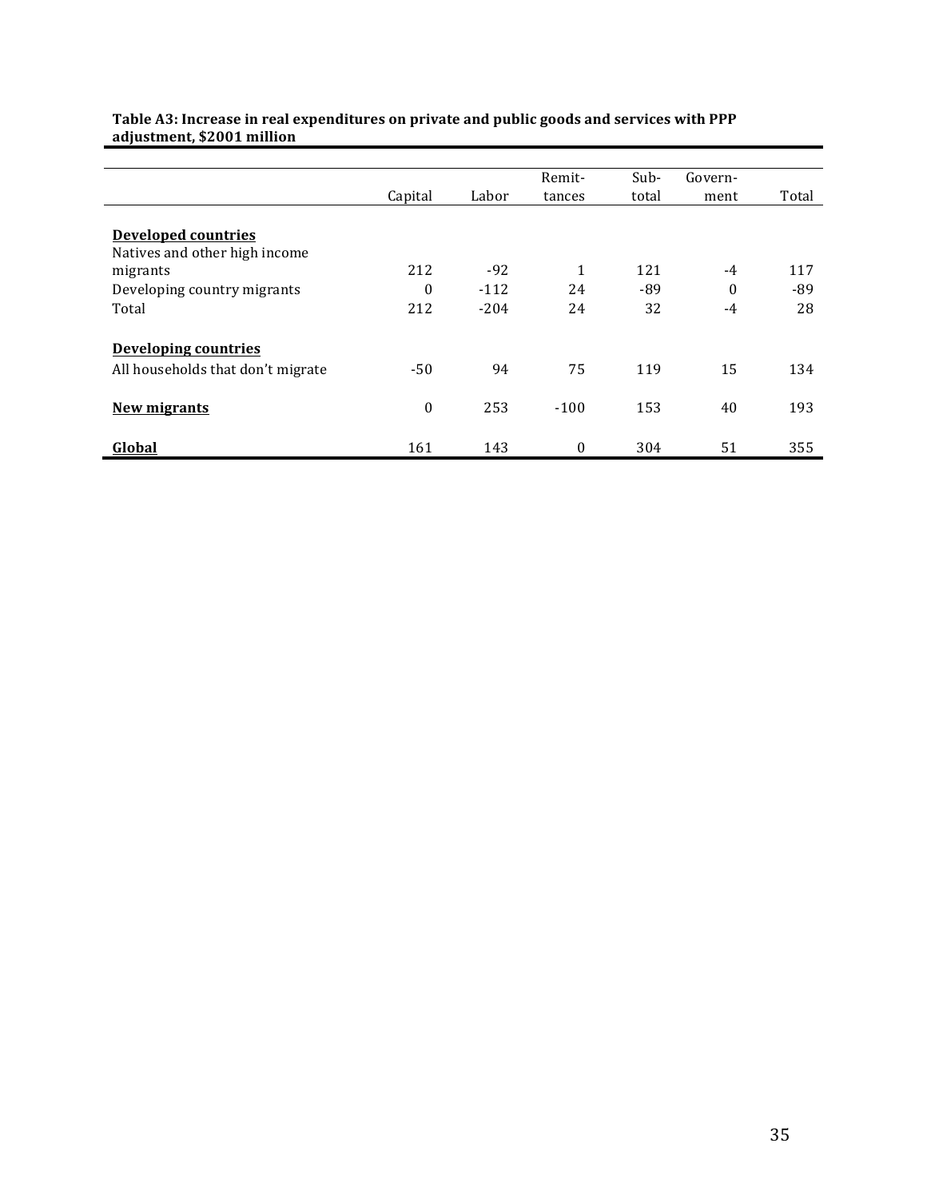**Table A3: Increase in real expenditures on private and public goods and services with PPP adjustment, $2001 million**

| | Capital | Labor | Remit-tances | Sub-total | Govern-ment | Total |
|---|---|---|---|---|---|---|
| **Developed countries** | | | | | | |
| Natives and other high income migrants | 212 | -92 | 1 | 121 | -4 | 117 |
| Developing country migrants | 0 | -112 | 24 | -89 | 0 | -89 |
| Total | 212 | -204 | 24 | 32 | -4 | 28 |
| **Developing countries** | | | | | | |
| All households that don't migrate | -50 | 94 | 75 | 119 | 15 | 134 |
| **New migrants** | 0 | 253 | -100 | 153 | 40 | 193 |
| **Global** | 161 | 143 | 0 | 304 | 51 | 355 |